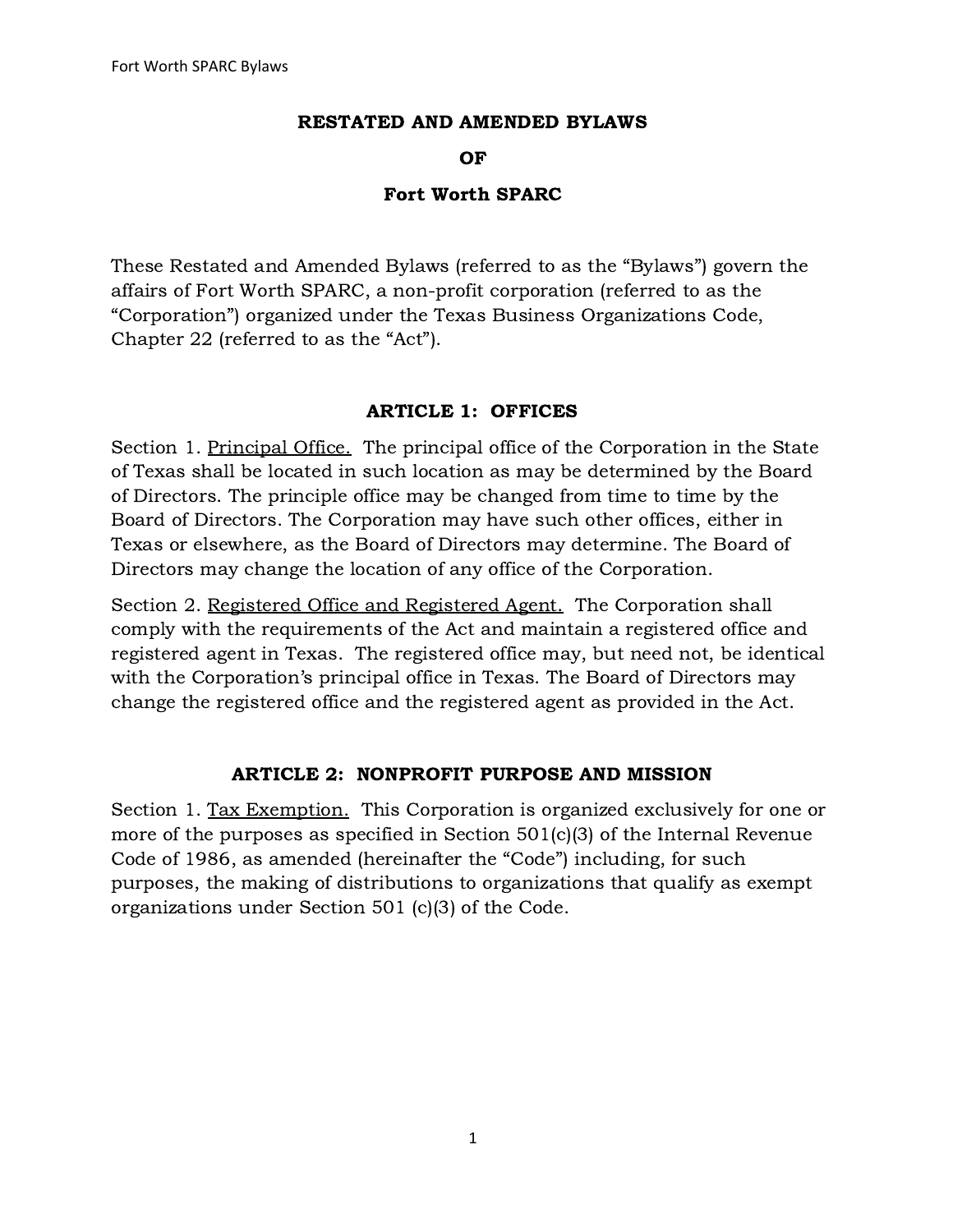# RESTATED AND AMENDED BYLAWS

# OF

# Fort Worth SPARC

These Restated and Amended Bylaws (referred to as the "Bylaws") govern the affairs of Fort Worth SPARC, a non-profit corporation (referred to as the "Corporation") organized under the Texas Business Organizations Code, Chapter 22 (referred to as the "Act").

## ARTICLE 1: OFFICES

Section 1. Principal Office. The principal office of the Corporation in the State of Texas shall be located in such location as may be determined by the Board of Directors. The principle office may be changed from time to time by the Board of Directors. The Corporation may have such other offices, either in Texas or elsewhere, as the Board of Directors may determine. The Board of Directors may change the location of any office of the Corporation.

Section 2. Registered Office and Registered Agent. The Corporation shall comply with the requirements of the Act and maintain a registered office and registered agent in Texas. The registered office may, but need not, be identical with the Corporation's principal office in Texas. The Board of Directors may change the registered office and the registered agent as provided in the Act.

## ARTICLE 2: NONPROFIT PURPOSE AND MISSION

Section 1. Tax Exemption. This Corporation is organized exclusively for one or more of the purposes as specified in Section 501(c)(3) of the Internal Revenue Code of 1986, as amended (hereinafter the "Code") including, for such purposes, the making of distributions to organizations that qualify as exempt organizations under Section 501 (c)(3) of the Code.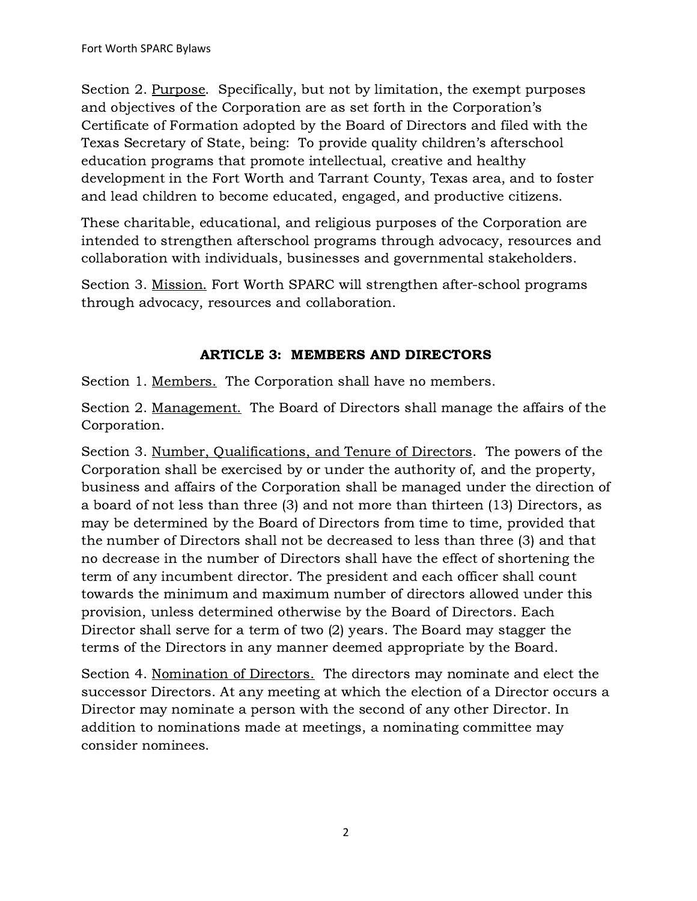Section 2. Purpose. Specifically, but not by limitation, the exempt purposes and objectives of the Corporation are as set forth in the Corporation's Certificate of Formation adopted by the Board of Directors and filed with the Texas Secretary of State, being: To provide quality children's afterschool education programs that promote intellectual, creative and healthy development in the Fort Worth and Tarrant County, Texas area, and to foster and lead children to become educated, engaged, and productive citizens.

These charitable, educational, and religious purposes of the Corporation are intended to strengthen afterschool programs through advocacy, resources and collaboration with individuals, businesses and governmental stakeholders.

Section 3. Mission. Fort Worth SPARC will strengthen after-school programs through advocacy, resources and collaboration.

## ARTICLE 3: MEMBERS AND DIRECTORS

Section 1. Members. The Corporation shall have no members.

Section 2. Management. The Board of Directors shall manage the affairs of the Corporation.

Section 3. Number, Qualifications, and Tenure of Directors. The powers of the Corporation shall be exercised by or under the authority of, and the property, business and affairs of the Corporation shall be managed under the direction of a board of not less than three (3) and not more than thirteen (13) Directors, as may be determined by the Board of Directors from time to time, provided that the number of Directors shall not be decreased to less than three (3) and that no decrease in the number of Directors shall have the effect of shortening the term of any incumbent director. The president and each officer shall count towards the minimum and maximum number of directors allowed under this provision, unless determined otherwise by the Board of Directors. Each Director shall serve for a term of two (2) years. The Board may stagger the terms of the Directors in any manner deemed appropriate by the Board.

Section 4. Nomination of Directors. The directors may nominate and elect the successor Directors. At any meeting at which the election of a Director occurs a Director may nominate a person with the second of any other Director. In addition to nominations made at meetings, a nominating committee may consider nominees.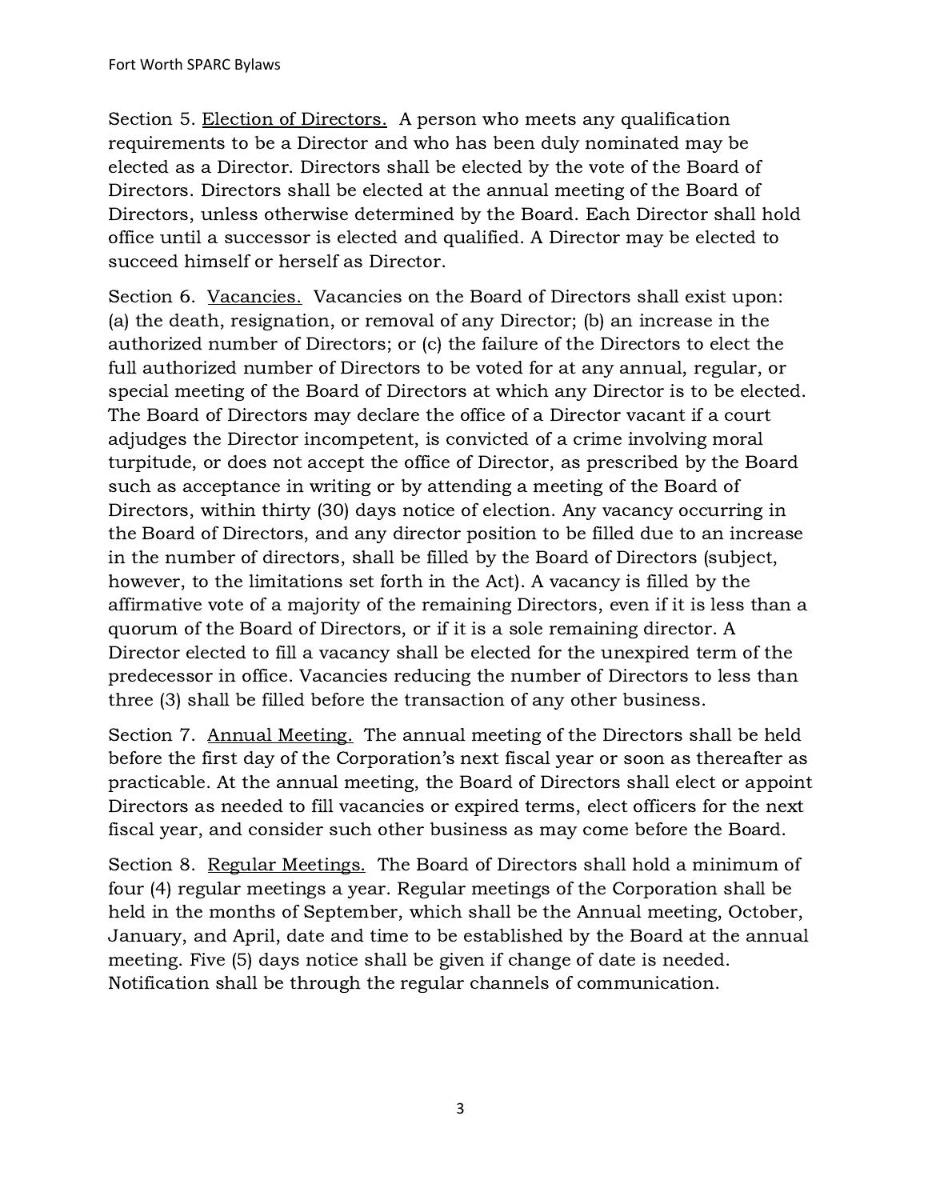Section 5. Election of Directors. A person who meets any qualification requirements to be a Director and who has been duly nominated may be elected as a Director. Directors shall be elected by the vote of the Board of Directors. Directors shall be elected at the annual meeting of the Board of Directors, unless otherwise determined by the Board. Each Director shall hold office until a successor is elected and qualified. A Director may be elected to succeed himself or herself as Director.

Section 6. Vacancies. Vacancies on the Board of Directors shall exist upon: (a) the death, resignation, or removal of any Director; (b) an increase in the authorized number of Directors; or (c) the failure of the Directors to elect the full authorized number of Directors to be voted for at any annual, regular, or special meeting of the Board of Directors at which any Director is to be elected. The Board of Directors may declare the office of a Director vacant if a court adjudges the Director incompetent, is convicted of a crime involving moral turpitude, or does not accept the office of Director, as prescribed by the Board such as acceptance in writing or by attending a meeting of the Board of Directors, within thirty (30) days notice of election. Any vacancy occurring in the Board of Directors, and any director position to be filled due to an increase in the number of directors, shall be filled by the Board of Directors (subject, however, to the limitations set forth in the Act). A vacancy is filled by the affirmative vote of a majority of the remaining Directors, even if it is less than a quorum of the Board of Directors, or if it is a sole remaining director. A Director elected to fill a vacancy shall be elected for the unexpired term of the predecessor in office. Vacancies reducing the number of Directors to less than three (3) shall be filled before the transaction of any other business.

Section 7. Annual Meeting. The annual meeting of the Directors shall be held before the first day of the Corporation's next fiscal year or soon as thereafter as practicable. At the annual meeting, the Board of Directors shall elect or appoint Directors as needed to fill vacancies or expired terms, elect officers for the next fiscal year, and consider such other business as may come before the Board.

Section 8. Regular Meetings. The Board of Directors shall hold a minimum of four (4) regular meetings a year. Regular meetings of the Corporation shall be held in the months of September, which shall be the Annual meeting, October, January, and April, date and time to be established by the Board at the annual meeting. Five (5) days notice shall be given if change of date is needed. Notification shall be through the regular channels of communication.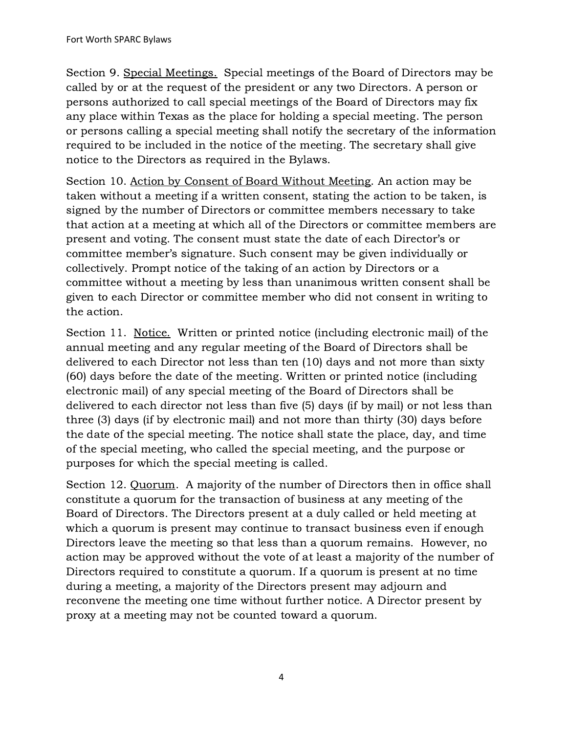Section 9. <u>Special Meetings.</u> Special meetings of the Board of Directors may be called by or at the request of the president or any two Directors. A person or persons authorized to call special meetings of the Board of Directors may fix any place within Texas as the place for holding a special meeting. The person or persons calling a special meeting shall notify the secretary of the information required to be included in the notice of the meeting. The secretary shall give notice to the Directors as required in the Bylaws.

Section 10. <u>Action by Consent of Board Without Meeting</u>. An action may be taken without a meeting if a written consent, stating the action to be taken, is signed by the number of Directors or committee members necessary to take that action at a meeting at which all of the Directors or committee members are present and voting. The consent must state the date of each Director's or committee member's signature. Such consent may be given individually or collectively. Prompt notice of the taking of an action by Directors or a committee without a meeting by less than unanimous written consent shall be given to each Director or committee member who did not consent in writing to the action.

Section 11. <u>Notice.</u> Written or printed notice (including electronic mail) of the annual meeting and any regular meeting of the Board of Directors shall be delivered to each Director not less than ten (10) days and not more than sixty (60) days before the date of the meeting. Written or printed notice (including electronic mail) of any special meeting of the Board of Directors shall be delivered to each director not less than five (5) days (if by mail) or not less than three (3) days (if by electronic mail) and not more than thirty (30) days before the date of the special meeting. The notice shall state the place, day, and time of the special meeting, who called the special meeting, and the purpose or purposes for which the special meeting is called.

Section 12. <u>Quorum</u>. A majority of the number of Directors then in office shall constitute a quorum for the transaction of business at any meeting of the Board of Directors. The Directors present at a duly called or held meeting at which a quorum is present may continue to transact business even if enough Directors leave the meeting so that less than a quorum remains. However, no action may be approved without the vote of at least a majority of the number of Directors required to constitute a quorum. If a quorum is present at no time during a meeting, a majority of the Directors present may adjourn and reconvene the meeting one time without further notice. A Director present by proxy at a meeting may not be counted toward a quorum.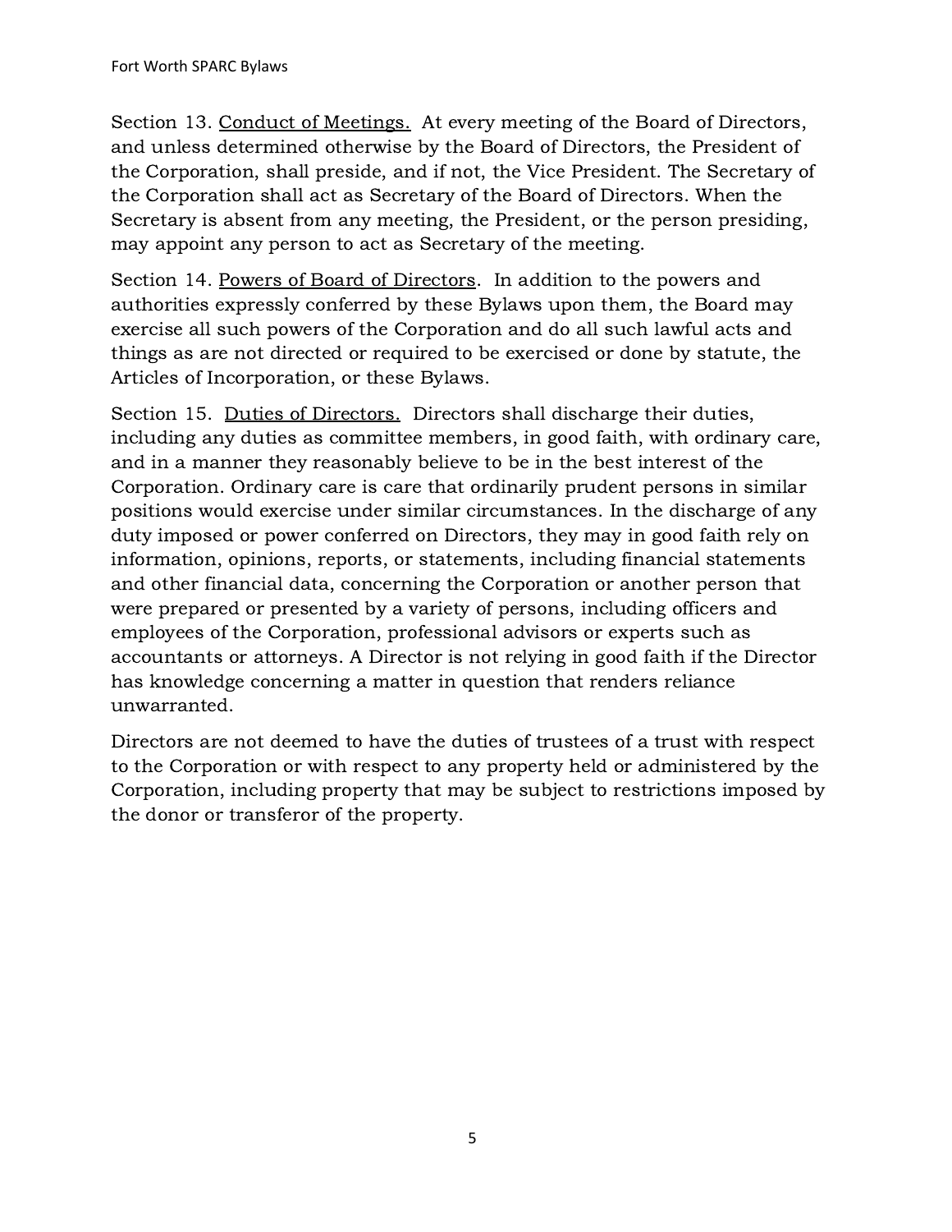Section 13. <u>Conduct of Meetings.</u> At every meeting of the Board of Directors, and unless determined otherwise by the Board of Directors, the President of the Corporation, shall preside, and if not, the Vice President. The Secretary of the Corporation shall act as Secretary of the Board of Directors. When the Secretary is absent from any meeting, the President, or the person presiding, may appoint any person to act as Secretary of the meeting.

Section 14. <u>Powers of Board of Directors</u>. In addition to the powers and authorities expressly conferred by these Bylaws upon them, the Board may exercise all such powers of the Corporation and do all such lawful acts and things as are not directed or required to be exercised or done by statute, the Articles of Incorporation, or these Bylaws.

Section 15. <u>Duties of Directors.</u> Directors shall discharge their duties, including any duties as committee members, in good faith, with ordinary care, and in a manner they reasonably believe to be in the best interest of the Corporation. Ordinary care is care that ordinarily prudent persons in similar positions would exercise under similar circumstances. In the discharge of any duty imposed or power conferred on Directors, they may in good faith rely on information, opinions, reports, or statements, including financial statements and other financial data, concerning the Corporation or another person that were prepared or presented by a variety of persons, including officers and employees of the Corporation, professional advisors or experts such as accountants or attorneys. A Director is not relying in good faith if the Director has knowledge concerning a matter in question that renders reliance unwarranted.

Directors are not deemed to have the duties of trustees of a trust with respect to the Corporation or with respect to any property held or administered by the Corporation, including property that may be subject to restrictions imposed by the donor or transferor of the property.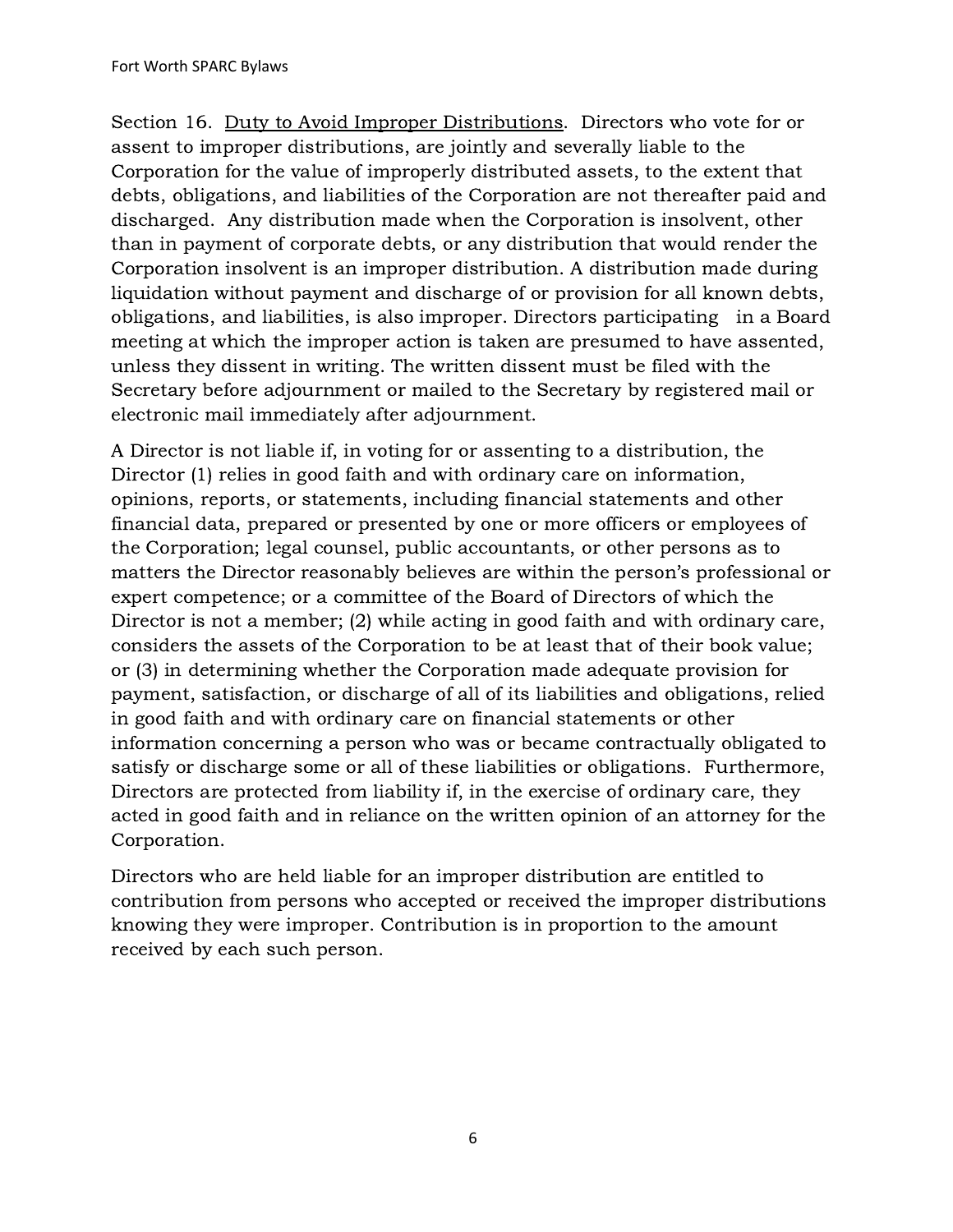Section 16. <u>Duty to Avoid Improper Distributions</u>. Directors who vote for or assent to improper distributions, are jointly and severally liable to the Corporation for the value of improperly distributed assets, to the extent that debts, obligations, and liabilities of the Corporation are not thereafter paid and discharged. Any distribution made when the Corporation is insolvent, other than in payment of corporate debts, or any distribution that would render the Corporation insolvent is an improper distribution. A distribution made during liquidation without payment and discharge of or provision for all known debts, obligations, and liabilities, is also improper. Directors participating in a Board meeting at which the improper action is taken are presumed to have assented, unless they dissent in writing. The written dissent must be filed with the Secretary before adjournment or mailed to the Secretary by registered mail or electronic mail immediately after adjournment.

A Director is not liable if, in voting for or assenting to a distribution, the Director (1) relies in good faith and with ordinary care on information, opinions, reports, or statements, including financial statements and other financial data, prepared or presented by one or more officers or employees of the Corporation; legal counsel, public accountants, or other persons as to matters the Director reasonably believes are within the person's professional or expert competence; or a committee of the Board of Directors of which the Director is not a member; (2) while acting in good faith and with ordinary care, considers the assets of the Corporation to be at least that of their book value; or (3) in determining whether the Corporation made adequate provision for payment, satisfaction, or discharge of all of its liabilities and obligations, relied in good faith and with ordinary care on financial statements or other information concerning a person who was or became contractually obligated to satisfy or discharge some or all of these liabilities or obligations. Furthermore, Directors are protected from liability if, in the exercise of ordinary care, they acted in good faith and in reliance on the written opinion of an attorney for the Corporation.

Directors who are held liable for an improper distribution are entitled to contribution from persons who accepted or received the improper distributions knowing they were improper. Contribution is in proportion to the amount received by each such person.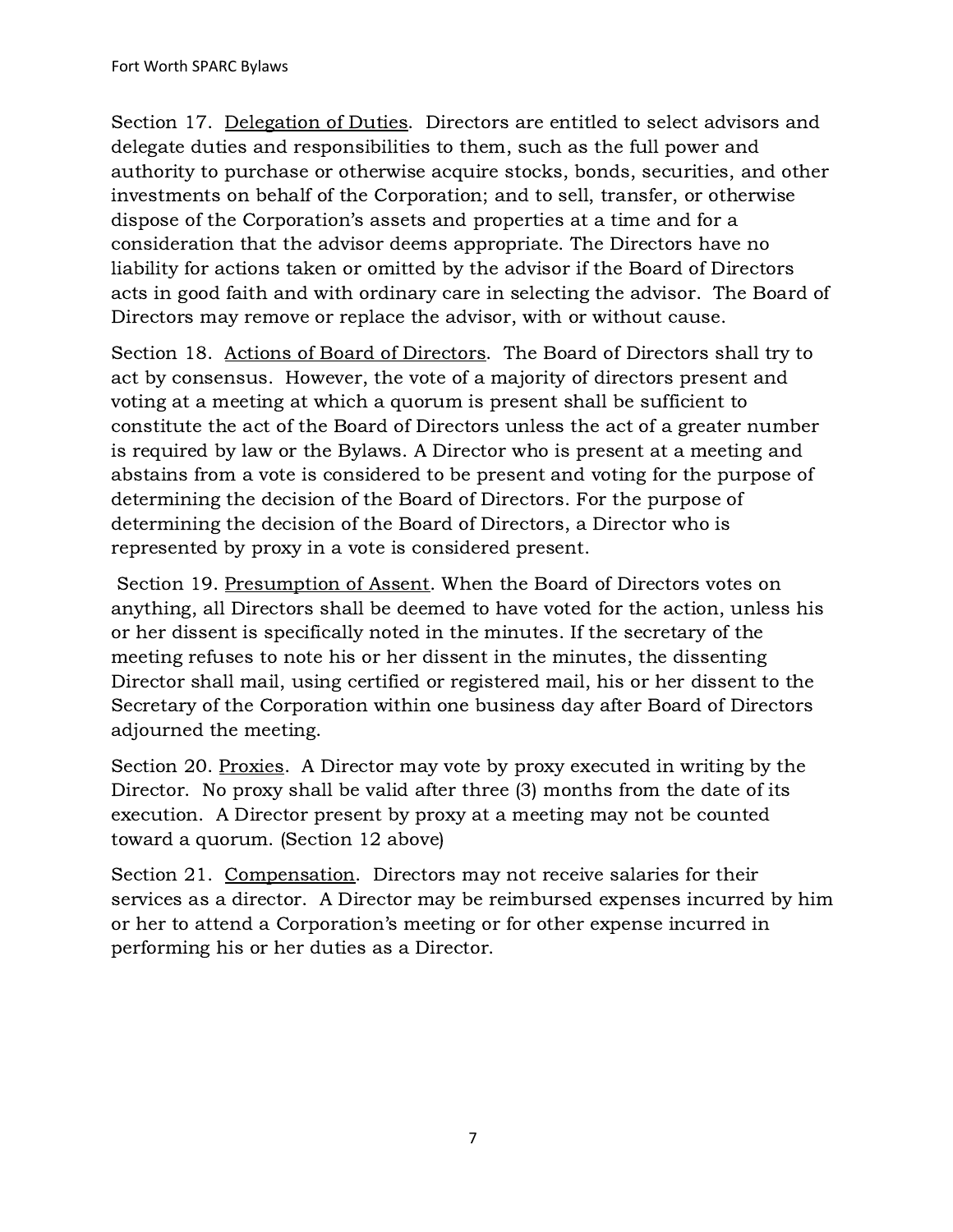Section 17. <u>Delegation of Duties</u>. Directors are entitled to select advisors and delegate duties and responsibilities to them, such as the full power and authority to purchase or otherwise acquire stocks, bonds, securities, and other investments on behalf of the Corporation; and to sell, transfer, or otherwise dispose of the Corporation's assets and properties at a time and for a consideration that the advisor deems appropriate. The Directors have no liability for actions taken or omitted by the advisor if the Board of Directors acts in good faith and with ordinary care in selecting the advisor. The Board of Directors may remove or replace the advisor, with or without cause.

Section 18. <u>Actions of Board of Directors</u>. The Board of Directors shall try to act by consensus. However, the vote of a majority of directors present and voting at a meeting at which a quorum is present shall be sufficient to constitute the act of the Board of Directors unless the act of a greater number is required by law or the Bylaws. A Director who is present at a meeting and abstains from a vote is considered to be present and voting for the purpose of determining the decision of the Board of Directors. For the purpose of determining the decision of the Board of Directors, a Director who is represented by proxy in a vote is considered present.

Section 19. <u>Presumption of Assent</u>. When the Board of Directors votes on anything, all Directors shall be deemed to have voted for the action, unless his or her dissent is specifically noted in the minutes. If the secretary of the meeting refuses to note his or her dissent in the minutes, the dissenting Director shall mail, using certified or registered mail, his or her dissent to the Secretary of the Corporation within one business day after Board of Directors adjourned the meeting.

Section 20. <u>Proxies</u>. A Director may vote by proxy executed in writing by the Director. No proxy shall be valid after three (3) months from the date of its execution. A Director present by proxy at a meeting may not be counted toward a quorum. (Section 12 above)

Section 21. <u>Compensation</u>. Directors may not receive salaries for their services as a director. A Director may be reimbursed expenses incurred by him or her to attend a Corporation's meeting or for other expense incurred in performing his or her duties as a Director.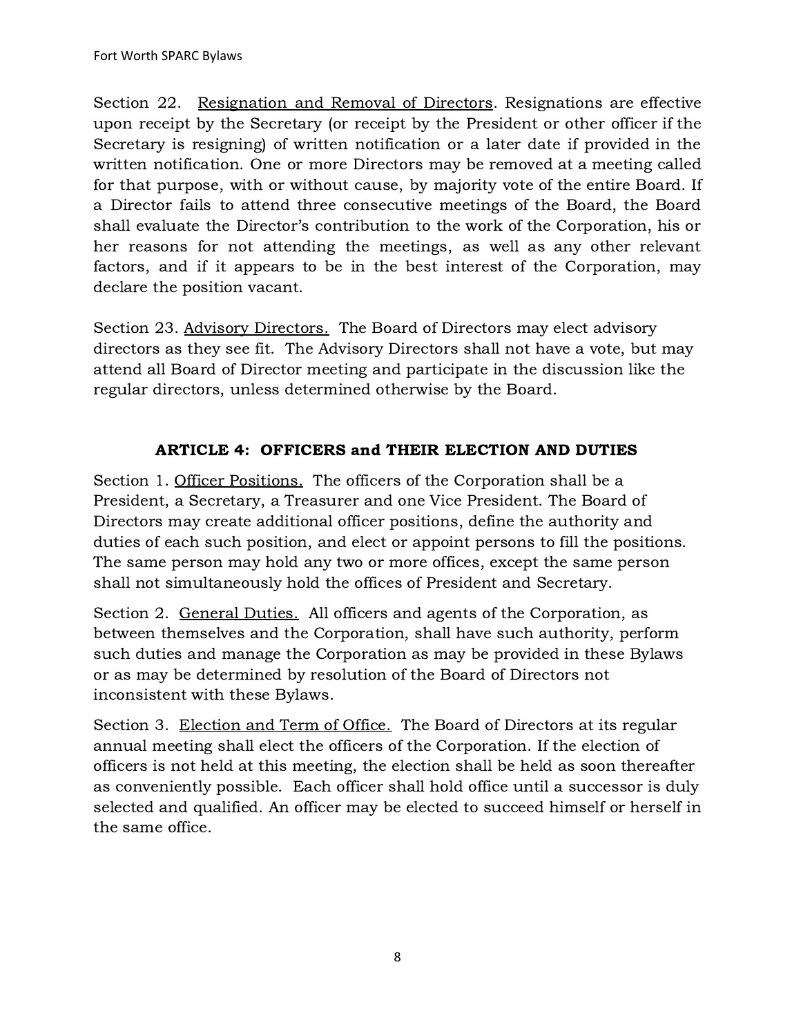Section 22. <u>Resignation and Removal of Directors</u>. Resignations are effective upon receipt by the Secretary (or receipt by the President or other officer if the Secretary is resigning) of written notification or a later date if provided in the written notification. One or more Directors may be removed at a meeting called for that purpose, with or without cause, by majority vote of the entire Board. If a Director fails to attend three consecutive meetings of the Board, the Board shall evaluate the Director's contribution to the work of the Corporation, his or her reasons for not attending the meetings, as well as any other relevant factors, and if it appears to be in the best interest of the Corporation, may declare the position vacant.

Section 23. <u>Advisory Directors.</u> The Board of Directors may elect advisory directors as they see fit. The Advisory Directors shall not have a vote, but may attend all Board of Director meeting and participate in the discussion like the regular directors, unless determined otherwise by the Board.

## ARTICLE 4: OFFICERS and THEIR ELECTION AND DUTIES

Section 1. <u>Officer Positions.</u> The officers of the Corporation shall be a President, a Secretary, a Treasurer and one Vice President. The Board of Directors may create additional officer positions, define the authority and duties of each such position, and elect or appoint persons to fill the positions. The same person may hold any two or more offices, except the same person shall not simultaneously hold the offices of President and Secretary.

Section 2. <u>General Duties.</u> All officers and agents of the Corporation, as between themselves and the Corporation, shall have such authority, perform such duties and manage the Corporation as may be provided in these Bylaws or as may be determined by resolution of the Board of Directors not inconsistent with these Bylaws.

Section 3. <u>Election and Term of Office.</u> The Board of Directors at its regular annual meeting shall elect the officers of the Corporation. If the election of officers is not held at this meeting, the election shall be held as soon thereafter as conveniently possible. Each officer shall hold office until a successor is duly selected and qualified. An officer may be elected to succeed himself or herself in the same office.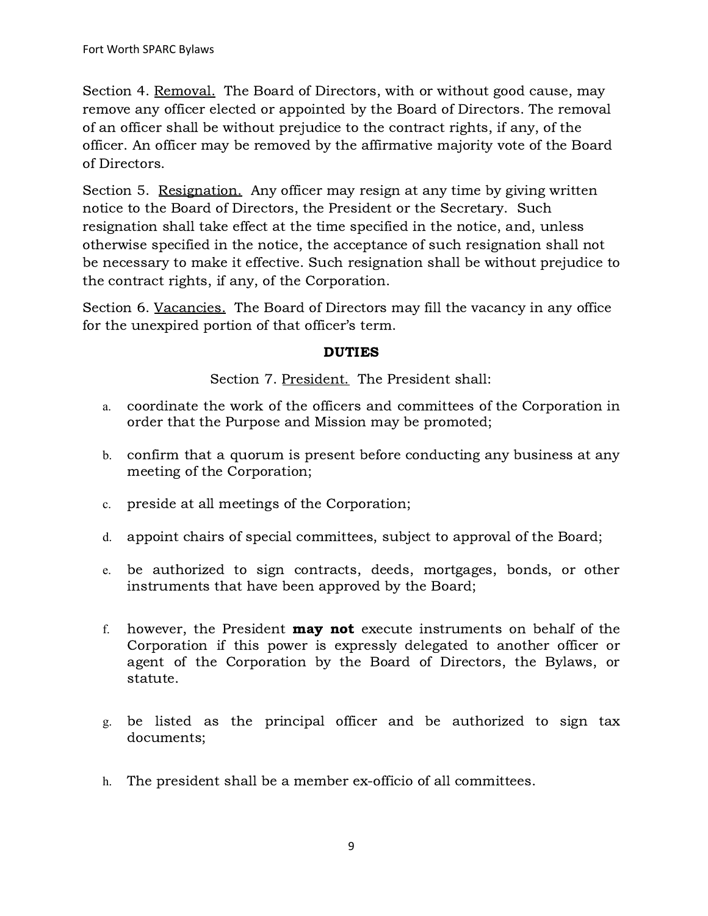Section 4. Removal. The Board of Directors, with or without good cause, may remove any officer elected or appointed by the Board of Directors. The removal of an officer shall be without prejudice to the contract rights, if any, of the officer. An officer may be removed by the affirmative majority vote of the Board of Directors.

Section 5. Resignation. Any officer may resign at any time by giving written notice to the Board of Directors, the President or the Secretary. Such resignation shall take effect at the time specified in the notice, and, unless otherwise specified in the notice, the acceptance of such resignation shall not be necessary to make it effective. Such resignation shall be without prejudice to the contract rights, if any, of the Corporation.

Section 6. Vacancies. The Board of Directors may fill the vacancy in any office for the unexpired portion of that officer's term.

**DUTIES**

Section 7. President. The President shall:

a. coordinate the work of the officers and committees of the Corporation in order that the Purpose and Mission may be promoted;

b. confirm that a quorum is present before conducting any business at any meeting of the Corporation;

c. preside at all meetings of the Corporation;

d. appoint chairs of special committees, subject to approval of the Board;

e. be authorized to sign contracts, deeds, mortgages, bonds, or other instruments that have been approved by the Board;

f. however, the President **may not** execute instruments on behalf of the Corporation if this power is expressly delegated to another officer or agent of the Corporation by the Board of Directors, the Bylaws, or statute.

g. be listed as the principal officer and be authorized to sign tax documents;

h. The president shall be a member ex-officio of all committees.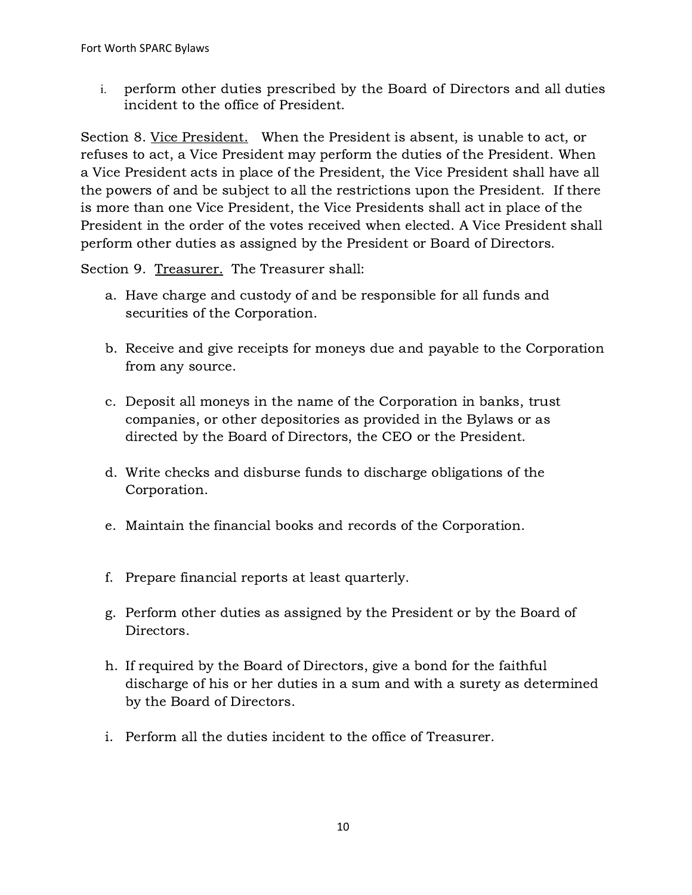i. perform other duties prescribed by the Board of Directors and all duties incident to the office of President.

Section 8. Vice President. When the President is absent, is unable to act, or refuses to act, a Vice President may perform the duties of the President. When a Vice President acts in place of the President, the Vice President shall have all the powers of and be subject to all the restrictions upon the President. If there is more than one Vice President, the Vice Presidents shall act in place of the President in the order of the votes received when elected. A Vice President shall perform other duties as assigned by the President or Board of Directors.

Section 9. Treasurer. The Treasurer shall:

a. Have charge and custody of and be responsible for all funds and securities of the Corporation.

b. Receive and give receipts for moneys due and payable to the Corporation from any source.

c. Deposit all moneys in the name of the Corporation in banks, trust companies, or other depositories as provided in the Bylaws or as directed by the Board of Directors, the CEO or the President.

d. Write checks and disburse funds to discharge obligations of the Corporation.

e. Maintain the financial books and records of the Corporation.

f. Prepare financial reports at least quarterly.

g. Perform other duties as assigned by the President or by the Board of Directors.

h. If required by the Board of Directors, give a bond for the faithful discharge of his or her duties in a sum and with a surety as determined by the Board of Directors.

i. Perform all the duties incident to the office of Treasurer.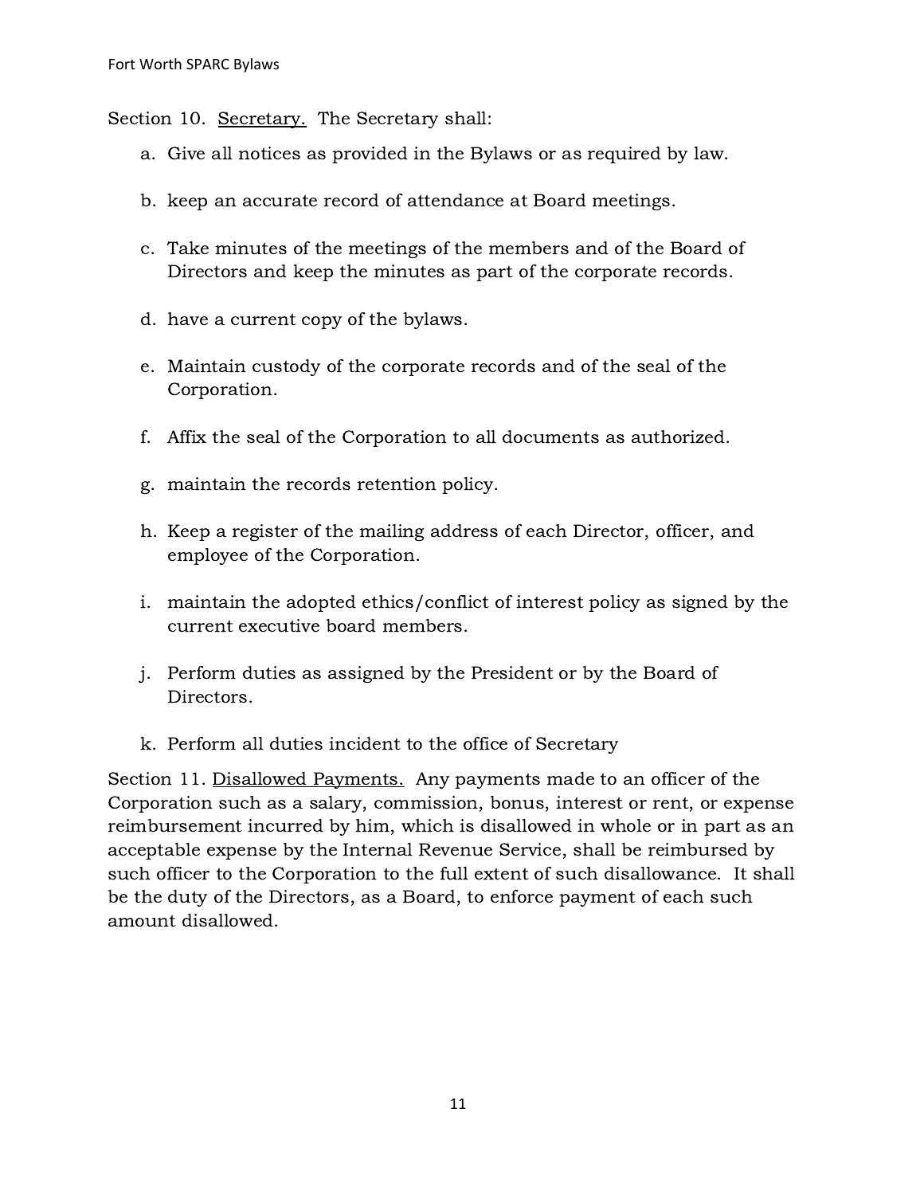Section 10. <u>Secretary.</u> The Secretary shall:

a. Give all notices as provided in the Bylaws or as required by law.

b. keep an accurate record of attendance at Board meetings.

c. Take minutes of the meetings of the members and of the Board of Directors and keep the minutes as part of the corporate records.

d. have a current copy of the bylaws.

e. Maintain custody of the corporate records and of the seal of the Corporation.

f. Affix the seal of the Corporation to all documents as authorized.

g. maintain the records retention policy.

h. Keep a register of the mailing address of each Director, officer, and employee of the Corporation.

i. maintain the adopted ethics/conflict of interest policy as signed by the current executive board members.

j. Perform duties as assigned by the President or by the Board of Directors.

k. Perform all duties incident to the office of Secretary

Section 11. <u>Disallowed Payments.</u> Any payments made to an officer of the Corporation such as a salary, commission, bonus, interest or rent, or expense reimbursement incurred by him, which is disallowed in whole or in part as an acceptable expense by the Internal Revenue Service, shall be reimbursed by such officer to the Corporation to the full extent of such disallowance. It shall be the duty of the Directors, as a Board, to enforce payment of each such amount disallowed.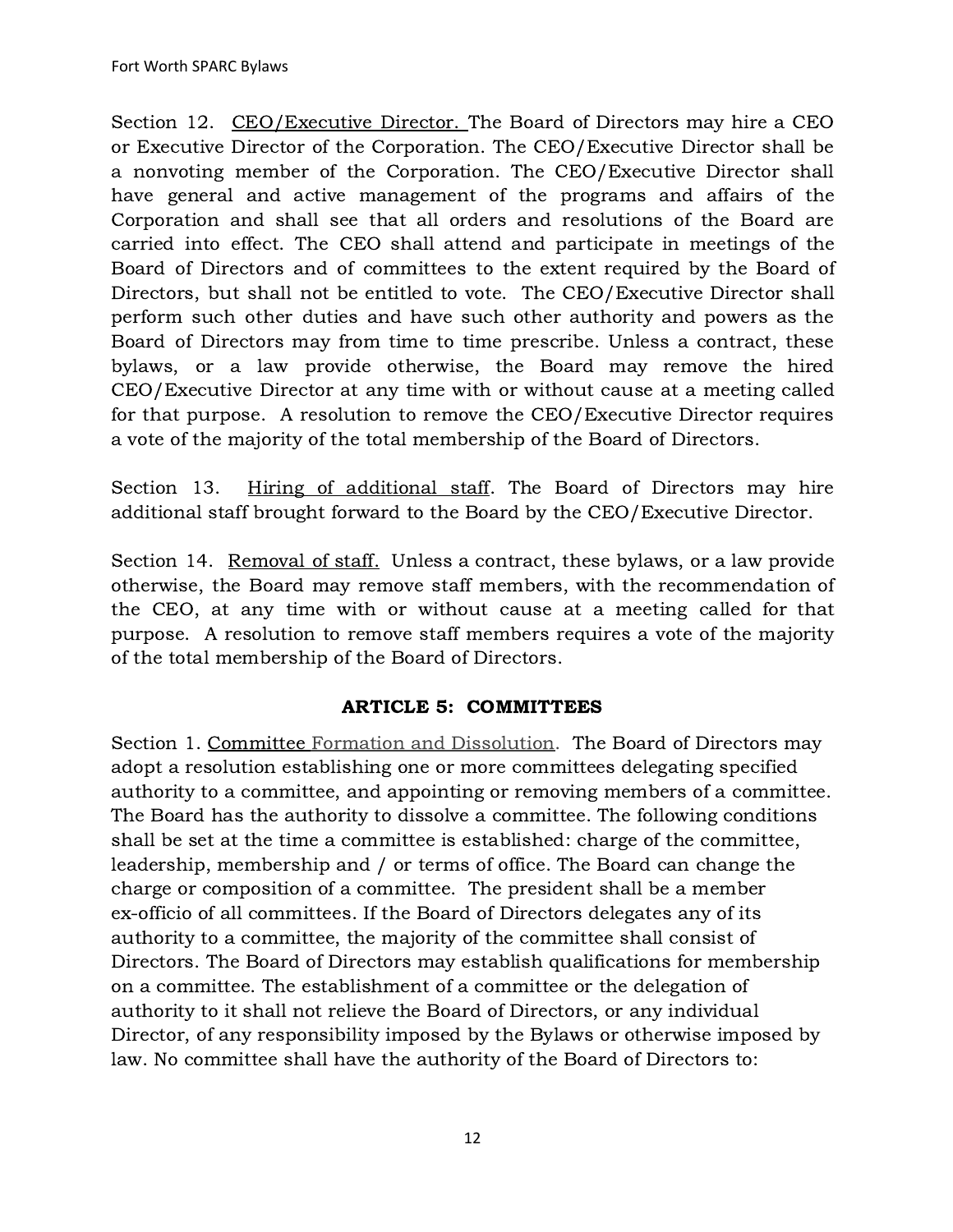Section 12. CEO/Executive Director. The Board of Directors may hire a CEO or Executive Director of the Corporation. The CEO/Executive Director shall be a nonvoting member of the Corporation. The CEO/Executive Director shall have general and active management of the programs and affairs of the Corporation and shall see that all orders and resolutions of the Board are carried into effect. The CEO shall attend and participate in meetings of the Board of Directors and of committees to the extent required by the Board of Directors, but shall not be entitled to vote. The CEO/Executive Director shall perform such other duties and have such other authority and powers as the Board of Directors may from time to time prescribe. Unless a contract, these bylaws, or a law provide otherwise, the Board may remove the hired CEO/Executive Director at any time with or without cause at a meeting called for that purpose. A resolution to remove the CEO/Executive Director requires a vote of the majority of the total membership of the Board of Directors.

Section 13. Hiring of additional staff. The Board of Directors may hire additional staff brought forward to the Board by the CEO/Executive Director.

Section 14. Removal of staff. Unless a contract, these bylaws, or a law provide otherwise, the Board may remove staff members, with the recommendation of the CEO, at any time with or without cause at a meeting called for that purpose. A resolution to remove staff members requires a vote of the majority of the total membership of the Board of Directors.

## ARTICLE 5: COMMITTEES

Section 1. Committee Formation and Dissolution. The Board of Directors may adopt a resolution establishing one or more committees delegating specified authority to a committee, and appointing or removing members of a committee. The Board has the authority to dissolve a committee. The following conditions shall be set at the time a committee is established: charge of the committee, leadership, membership and / or terms of office. The Board can change the charge or composition of a committee. The president shall be a member ex-officio of all committees. If the Board of Directors delegates any of its authority to a committee, the majority of the committee shall consist of Directors. The Board of Directors may establish qualifications for membership on a committee. The establishment of a committee or the delegation of authority to it shall not relieve the Board of Directors, or any individual Director, of any responsibility imposed by the Bylaws or otherwise imposed by law. No committee shall have the authority of the Board of Directors to: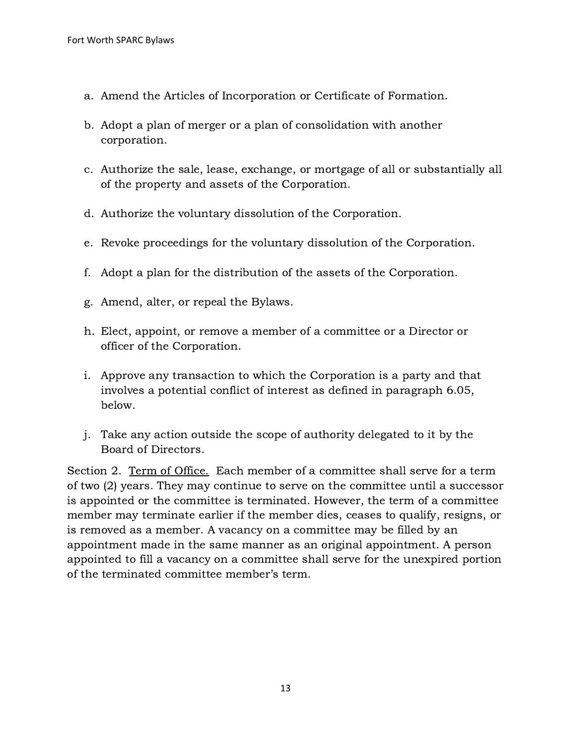a. Amend the Articles of Incorporation or Certificate of Formation.

b. Adopt a plan of merger or a plan of consolidation with another corporation.

c. Authorize the sale, lease, exchange, or mortgage of all or substantially all of the property and assets of the Corporation.

d. Authorize the voluntary dissolution of the Corporation.

e. Revoke proceedings for the voluntary dissolution of the Corporation.

f. Adopt a plan for the distribution of the assets of the Corporation.

g. Amend, alter, or repeal the Bylaws.

h. Elect, appoint, or remove a member of a committee or a Director or officer of the Corporation.

i. Approve any transaction to which the Corporation is a party and that involves a potential conflict of interest as defined in paragraph 6.05, below.

j. Take any action outside the scope of authority delegated to it by the Board of Directors.

Section 2. <u>Term of Office.</u> Each member of a committee shall serve for a term of two (2) years. They may continue to serve on the committee until a successor is appointed or the committee is terminated. However, the term of a committee member may terminate earlier if the member dies, ceases to qualify, resigns, or is removed as a member. A vacancy on a committee may be filled by an appointment made in the same manner as an original appointment. A person appointed to fill a vacancy on a committee shall serve for the unexpired portion of the terminated committee member's term.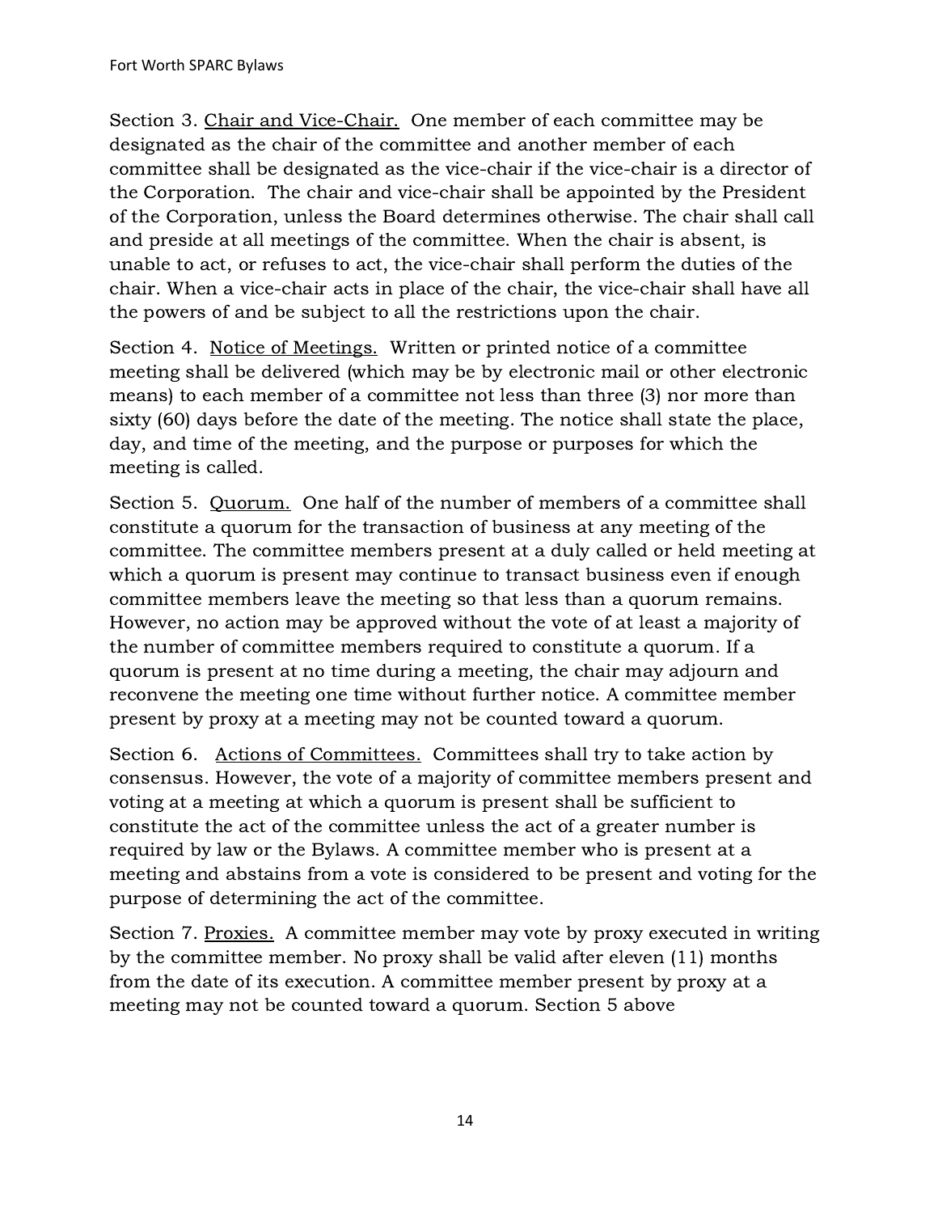Section 3. <u>Chair and Vice-Chair.</u> One member of each committee may be designated as the chair of the committee and another member of each committee shall be designated as the vice-chair if the vice-chair is a director of the Corporation. The chair and vice-chair shall be appointed by the President of the Corporation, unless the Board determines otherwise. The chair shall call and preside at all meetings of the committee. When the chair is absent, is unable to act, or refuses to act, the vice-chair shall perform the duties of the chair. When a vice-chair acts in place of the chair, the vice-chair shall have all the powers of and be subject to all the restrictions upon the chair.

Section 4. <u>Notice of Meetings.</u> Written or printed notice of a committee meeting shall be delivered (which may be by electronic mail or other electronic means) to each member of a committee not less than three (3) nor more than sixty (60) days before the date of the meeting. The notice shall state the place, day, and time of the meeting, and the purpose or purposes for which the meeting is called.

Section 5. <u>Quorum.</u> One half of the number of members of a committee shall constitute a quorum for the transaction of business at any meeting of the committee. The committee members present at a duly called or held meeting at which a quorum is present may continue to transact business even if enough committee members leave the meeting so that less than a quorum remains. However, no action may be approved without the vote of at least a majority of the number of committee members required to constitute a quorum. If a quorum is present at no time during a meeting, the chair may adjourn and reconvene the meeting one time without further notice. A committee member present by proxy at a meeting may not be counted toward a quorum.

Section 6. <u>Actions of Committees.</u> Committees shall try to take action by consensus. However, the vote of a majority of committee members present and voting at a meeting at which a quorum is present shall be sufficient to constitute the act of the committee unless the act of a greater number is required by law or the Bylaws. A committee member who is present at a meeting and abstains from a vote is considered to be present and voting for the purpose of determining the act of the committee.

Section 7. <u>Proxies.</u> A committee member may vote by proxy executed in writing by the committee member. No proxy shall be valid after eleven (11) months from the date of its execution. A committee member present by proxy at a meeting may not be counted toward a quorum. Section 5 above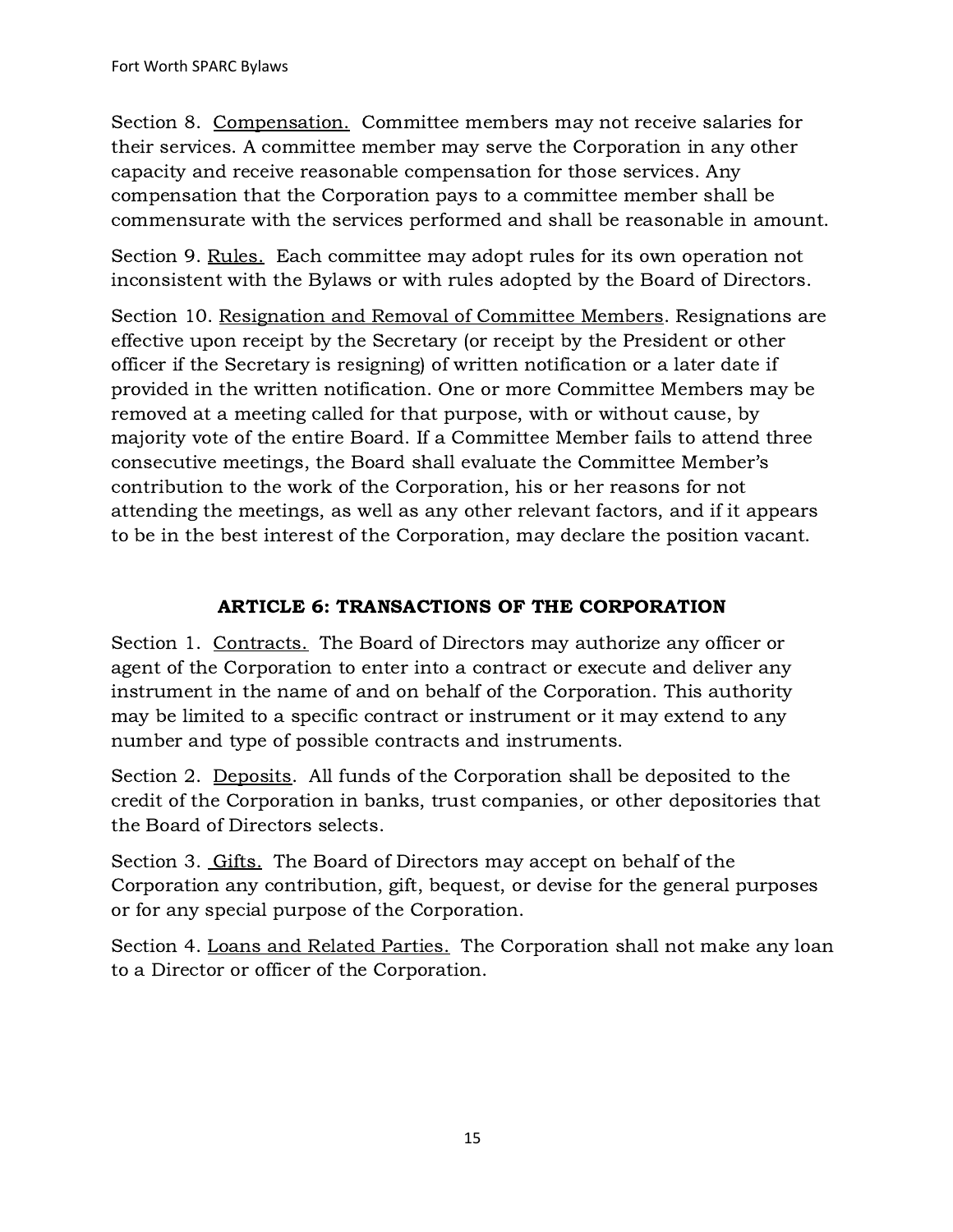Section 8. <u>Compensation.</u> Committee members may not receive salaries for their services. A committee member may serve the Corporation in any other capacity and receive reasonable compensation for those services. Any compensation that the Corporation pays to a committee member shall be commensurate with the services performed and shall be reasonable in amount.

Section 9. <u>Rules.</u> Each committee may adopt rules for its own operation not inconsistent with the Bylaws or with rules adopted by the Board of Directors.

Section 10. <u>Resignation and Removal of Committee Members</u>. Resignations are effective upon receipt by the Secretary (or receipt by the President or other officer if the Secretary is resigning) of written notification or a later date if provided in the written notification. One or more Committee Members may be removed at a meeting called for that purpose, with or without cause, by majority vote of the entire Board. If a Committee Member fails to attend three consecutive meetings, the Board shall evaluate the Committee Member's contribution to the work of the Corporation, his or her reasons for not attending the meetings, as well as any other relevant factors, and if it appears to be in the best interest of the Corporation, may declare the position vacant.

## ARTICLE 6: TRANSACTIONS OF THE CORPORATION

Section 1. <u>Contracts.</u> The Board of Directors may authorize any officer or agent of the Corporation to enter into a contract or execute and deliver any instrument in the name of and on behalf of the Corporation. This authority may be limited to a specific contract or instrument or it may extend to any number and type of possible contracts and instruments.

Section 2. <u>Deposits</u>. All funds of the Corporation shall be deposited to the credit of the Corporation in banks, trust companies, or other depositories that the Board of Directors selects.

Section 3. <u>Gifts.</u> The Board of Directors may accept on behalf of the Corporation any contribution, gift, bequest, or devise for the general purposes or for any special purpose of the Corporation.

Section 4. <u>Loans and Related Parties.</u> The Corporation shall not make any loan to a Director or officer of the Corporation.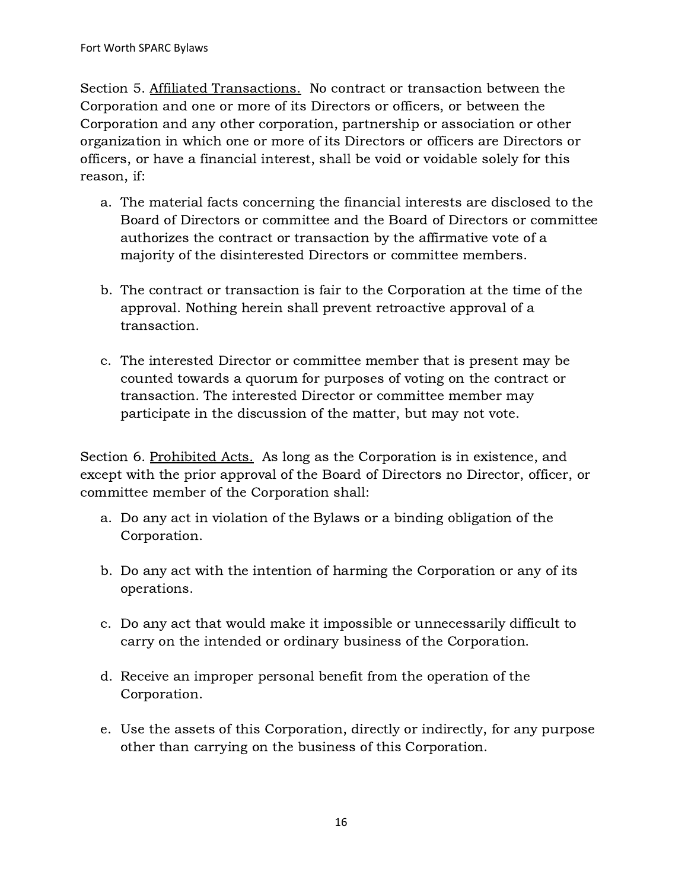Section 5. <u>Affiliated Transactions.</u> No contract or transaction between the Corporation and one or more of its Directors or officers, or between the Corporation and any other corporation, partnership or association or other organization in which one or more of its Directors or officers are Directors or officers, or have a financial interest, shall be void or voidable solely for this reason, if:

a. The material facts concerning the financial interests are disclosed to the Board of Directors or committee and the Board of Directors or committee authorizes the contract or transaction by the affirmative vote of a majority of the disinterested Directors or committee members.

b. The contract or transaction is fair to the Corporation at the time of the approval. Nothing herein shall prevent retroactive approval of a transaction.

c. The interested Director or committee member that is present may be counted towards a quorum for purposes of voting on the contract or transaction. The interested Director or committee member may participate in the discussion of the matter, but may not vote.

Section 6. <u>Prohibited Acts.</u> As long as the Corporation is in existence, and except with the prior approval of the Board of Directors no Director, officer, or committee member of the Corporation shall:

a. Do any act in violation of the Bylaws or a binding obligation of the Corporation.

b. Do any act with the intention of harming the Corporation or any of its operations.

c. Do any act that would make it impossible or unnecessarily difficult to carry on the intended or ordinary business of the Corporation.

d. Receive an improper personal benefit from the operation of the Corporation.

e. Use the assets of this Corporation, directly or indirectly, for any purpose other than carrying on the business of this Corporation.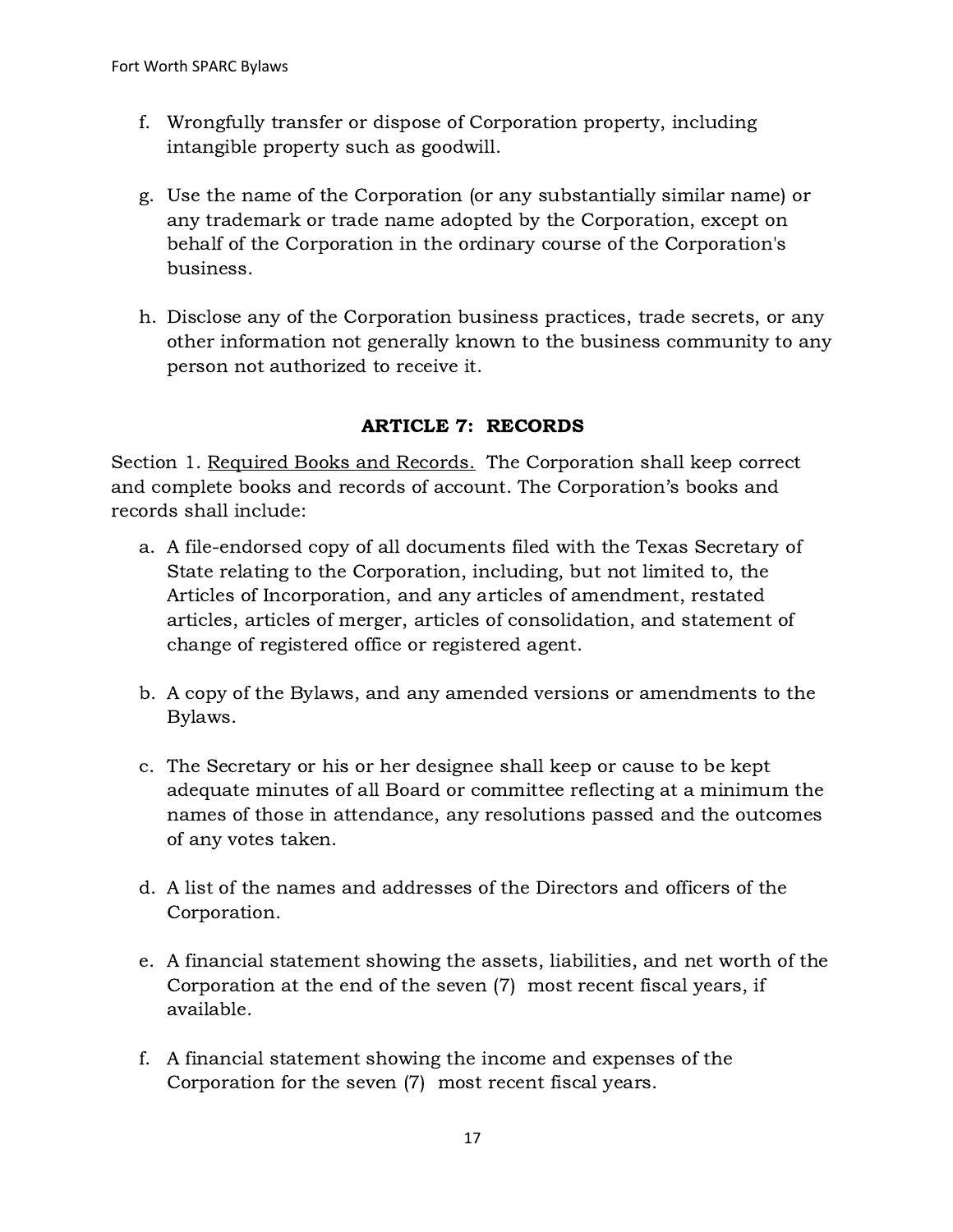f. Wrongfully transfer or dispose of Corporation property, including intangible property such as goodwill.

g. Use the name of the Corporation (or any substantially similar name) or any trademark or trade name adopted by the Corporation, except on behalf of the Corporation in the ordinary course of the Corporation's business.

h. Disclose any of the Corporation business practices, trade secrets, or any other information not generally known to the business community to any person not authorized to receive it.

## ARTICLE 7: RECORDS

Section 1. <u>Required Books and Records.</u> The Corporation shall keep correct and complete books and records of account. The Corporation's books and records shall include:

a. A file-endorsed copy of all documents filed with the Texas Secretary of State relating to the Corporation, including, but not limited to, the Articles of Incorporation, and any articles of amendment, restated articles, articles of merger, articles of consolidation, and statement of change of registered office or registered agent.

b. A copy of the Bylaws, and any amended versions or amendments to the Bylaws.

c. The Secretary or his or her designee shall keep or cause to be kept adequate minutes of all Board or committee reflecting at a minimum the names of those in attendance, any resolutions passed and the outcomes of any votes taken.

d. A list of the names and addresses of the Directors and officers of the Corporation.

e. A financial statement showing the assets, liabilities, and net worth of the Corporation at the end of the seven (7) most recent fiscal years, if available.

f. A financial statement showing the income and expenses of the Corporation for the seven (7) most recent fiscal years.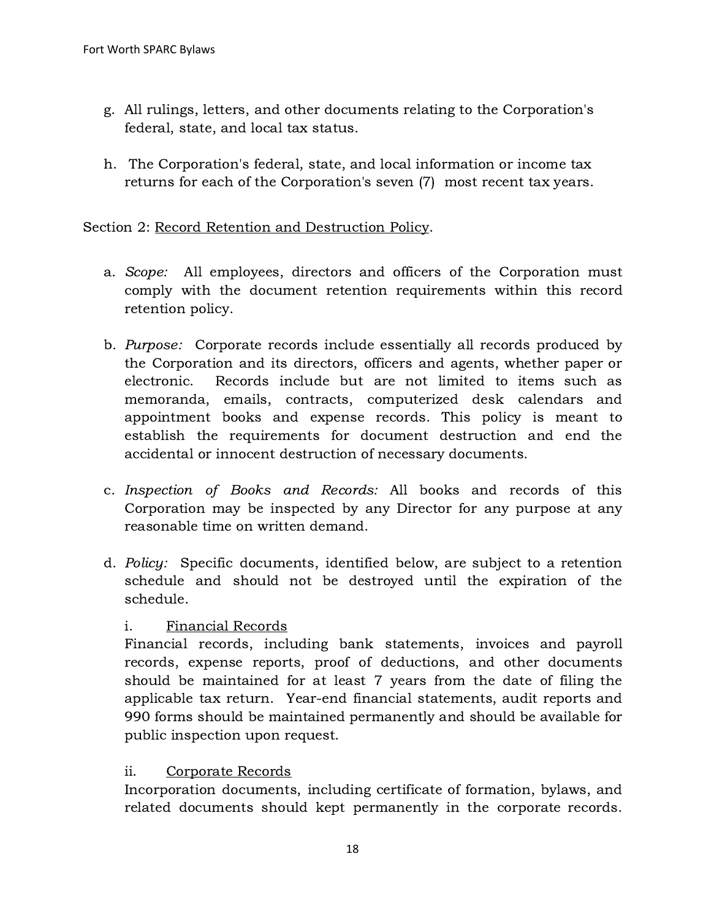g. All rulings, letters, and other documents relating to the Corporation's federal, state, and local tax status.

h. The Corporation's federal, state, and local information or income tax returns for each of the Corporation's seven (7) most recent tax years.

Section 2: <u>Record Retention and Destruction Policy</u>.

a. *Scope:* All employees, directors and officers of the Corporation must comply with the document retention requirements within this record retention policy.

b. *Purpose:* Corporate records include essentially all records produced by the Corporation and its directors, officers and agents, whether paper or electronic. Records include but are not limited to items such as memoranda, emails, contracts, computerized desk calendars and appointment books and expense records. This policy is meant to establish the requirements for document destruction and end the accidental or innocent destruction of necessary documents.

c. *Inspection of Books and Records:* All books and records of this Corporation may be inspected by any Director for any purpose at any reasonable time on written demand.

d. *Policy:* Specific documents, identified below, are subject to a retention schedule and should not be destroyed until the expiration of the schedule.

i. <u>Financial Records</u>
Financial records, including bank statements, invoices and payroll records, expense reports, proof of deductions, and other documents should be maintained for at least 7 years from the date of filing the applicable tax return. Year-end financial statements, audit reports and 990 forms should be maintained permanently and should be available for public inspection upon request.

ii. <u>Corporate Records</u>
Incorporation documents, including certificate of formation, bylaws, and related documents should kept permanently in the corporate records.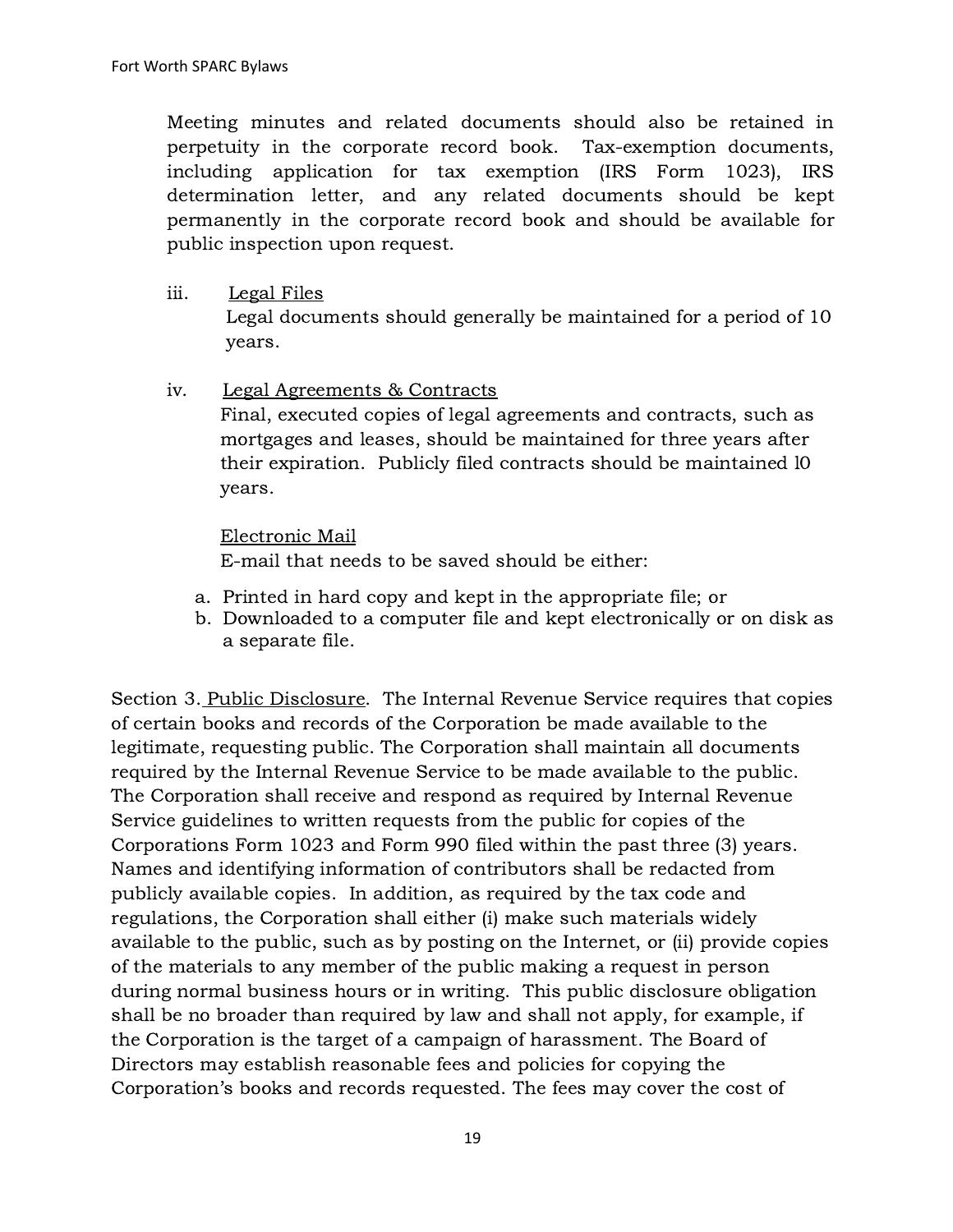Meeting minutes and related documents should also be retained in perpetuity in the corporate record book. Tax-exemption documents, including application for tax exemption (IRS Form 1023), IRS determination letter, and any related documents should be kept permanently in the corporate record book and should be available for public inspection upon request.

iii. <u>Legal Files</u>
Legal documents should generally be maintained for a period of 10 years.

iv. <u>Legal Agreements & Contracts</u>
Final, executed copies of legal agreements and contracts, such as mortgages and leases, should be maintained for three years after their expiration. Publicly filed contracts should be maintained l0 years.

<u>Electronic Mail</u>
E-mail that needs to be saved should be either:

a. Printed in hard copy and kept in the appropriate file; or
b. Downloaded to a computer file and kept electronically or on disk as a separate file.

Section 3. <u>Public Disclosure</u>. The Internal Revenue Service requires that copies of certain books and records of the Corporation be made available to the legitimate, requesting public. The Corporation shall maintain all documents required by the Internal Revenue Service to be made available to the public. The Corporation shall receive and respond as required by Internal Revenue Service guidelines to written requests from the public for copies of the Corporations Form 1023 and Form 990 filed within the past three (3) years. Names and identifying information of contributors shall be redacted from publicly available copies. In addition, as required by the tax code and regulations, the Corporation shall either (i) make such materials widely available to the public, such as by posting on the Internet, or (ii) provide copies of the materials to any member of the public making a request in person during normal business hours or in writing. This public disclosure obligation shall be no broader than required by law and shall not apply, for example, if the Corporation is the target of a campaign of harassment. The Board of Directors may establish reasonable fees and policies for copying the Corporation's books and records requested. The fees may cover the cost of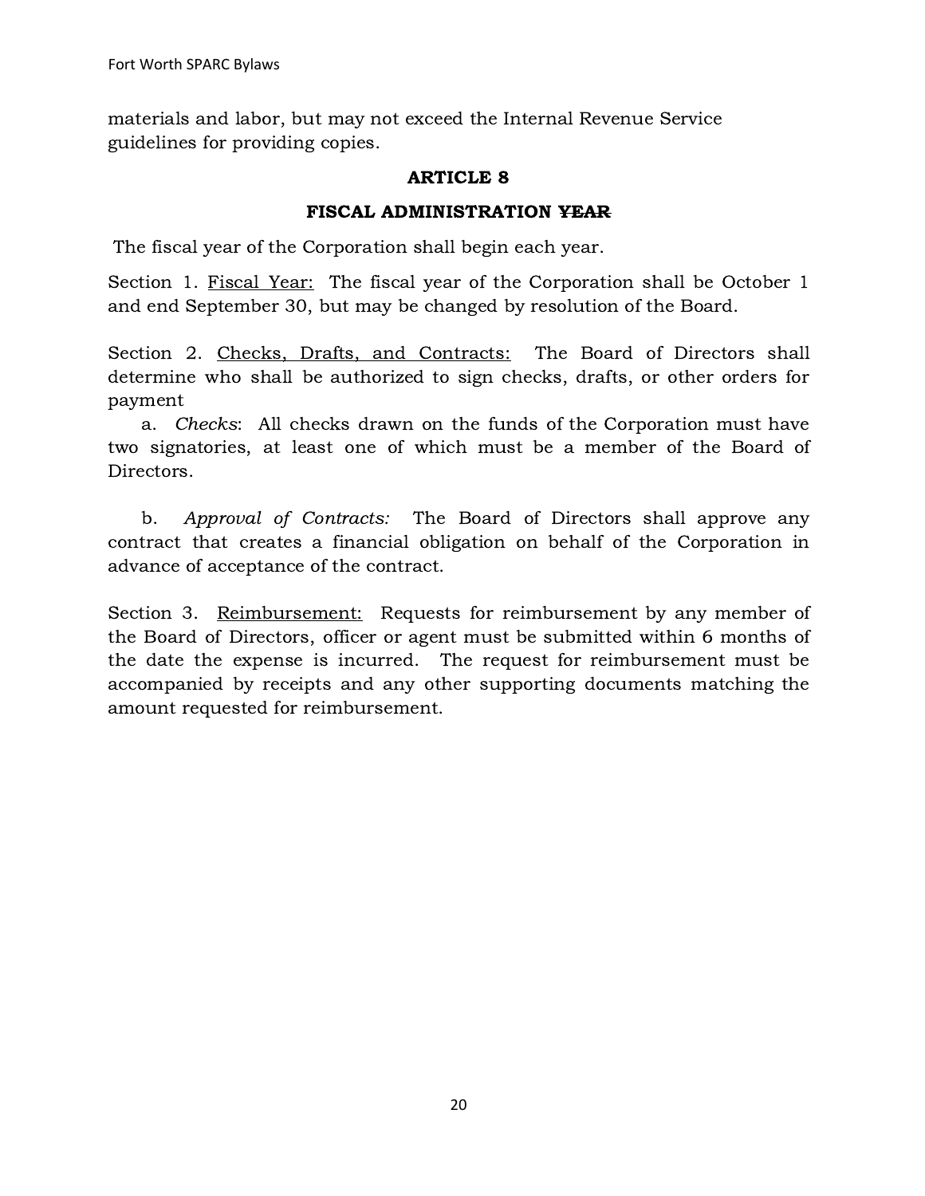materials and labor, but may not exceed the Internal Revenue Service guidelines for providing copies.

## ARTICLE 8

### FISCAL ADMINISTRATION ~~YEAR~~

The fiscal year of the Corporation shall begin each year.

Section 1. <u>Fiscal Year:</u> The fiscal year of the Corporation shall be October 1 and end September 30, but may be changed by resolution of the Board.

Section 2. <u>Checks, Drafts, and Contracts:</u> The Board of Directors shall determine who shall be authorized to sign checks, drafts, or other orders for payment

a. *Checks*: All checks drawn on the funds of the Corporation must have two signatories, at least one of which must be a member of the Board of Directors.

b. *Approval of Contracts:* The Board of Directors shall approve any contract that creates a financial obligation on behalf of the Corporation in advance of acceptance of the contract.

Section 3. <u>Reimbursement:</u> Requests for reimbursement by any member of the Board of Directors, officer or agent must be submitted within 6 months of the date the expense is incurred. The request for reimbursement must be accompanied by receipts and any other supporting documents matching the amount requested for reimbursement.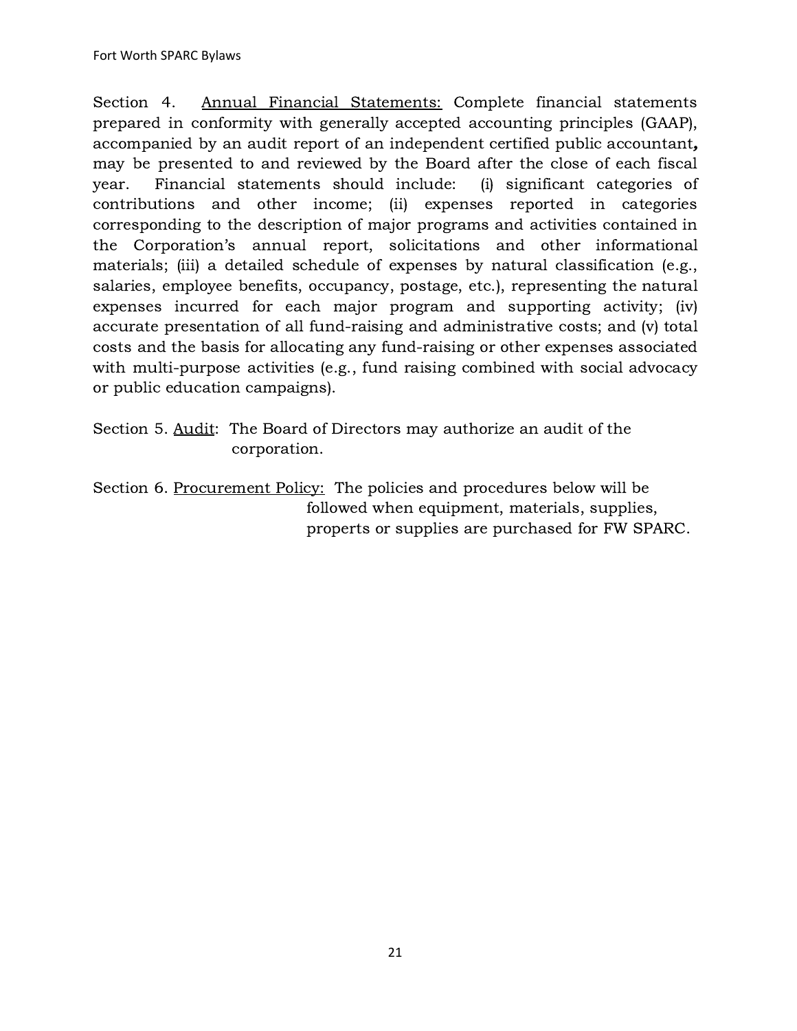Section 4. <u>Annual Financial Statements:</u> Complete financial statements prepared in conformity with generally accepted accounting principles (GAAP), accompanied by an audit report of an independent certified public accountant**,** may be presented to and reviewed by the Board after the close of each fiscal year. Financial statements should include: (i) significant categories of contributions and other income; (ii) expenses reported in categories corresponding to the description of major programs and activities contained in the Corporation's annual report, solicitations and other informational materials; (iii) a detailed schedule of expenses by natural classification (e.g., salaries, employee benefits, occupancy, postage, etc.), representing the natural expenses incurred for each major program and supporting activity; (iv) accurate presentation of all fund-raising and administrative costs; and (v) total costs and the basis for allocating any fund-raising or other expenses associated with multi-purpose activities (e.g., fund raising combined with social advocacy or public education campaigns).

Section 5. <u>Audit</u>: The Board of Directors may authorize an audit of the corporation.

Section 6. <u>Procurement Policy:</u> The policies and procedures below will be followed when equipment, materials, supplies, properts or supplies are purchased for FW SPARC.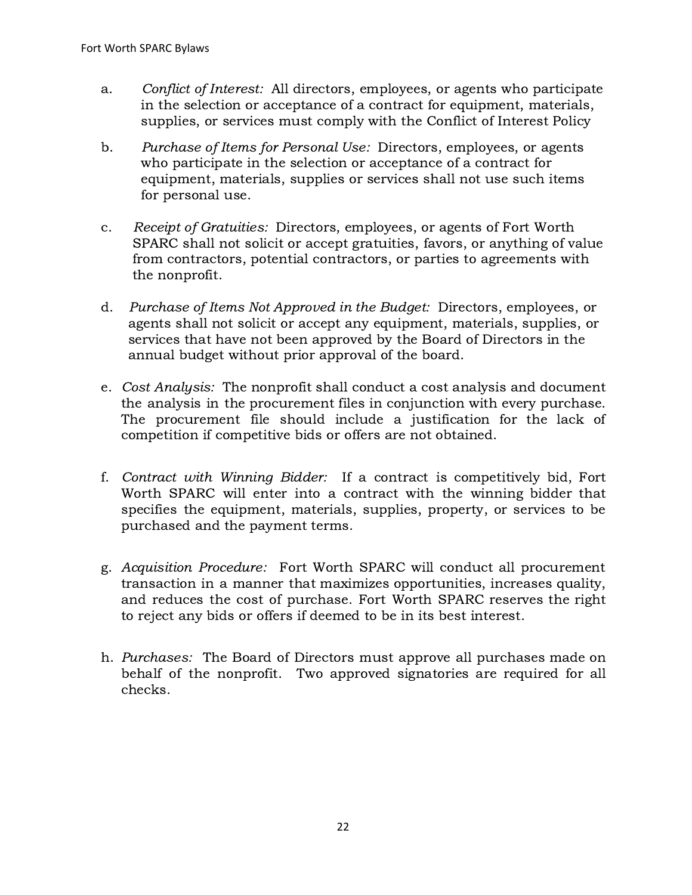a. *Conflict of Interest:* All directors, employees, or agents who participate in the selection or acceptance of a contract for equipment, materials, supplies, or services must comply with the Conflict of Interest Policy

b. *Purchase of Items for Personal Use:* Directors, employees, or agents who participate in the selection or acceptance of a contract for equipment, materials, supplies or services shall not use such items for personal use.

c. *Receipt of Gratuities:* Directors, employees, or agents of Fort Worth SPARC shall not solicit or accept gratuities, favors, or anything of value from contractors, potential contractors, or parties to agreements with the nonprofit.

d. *Purchase of Items Not Approved in the Budget:* Directors, employees, or agents shall not solicit or accept any equipment, materials, supplies, or services that have not been approved by the Board of Directors in the annual budget without prior approval of the board.

e. *Cost Analysis:* The nonprofit shall conduct a cost analysis and document the analysis in the procurement files in conjunction with every purchase. The procurement file should include a justification for the lack of competition if competitive bids or offers are not obtained.

f. *Contract with Winning Bidder:* If a contract is competitively bid, Fort Worth SPARC will enter into a contract with the winning bidder that specifies the equipment, materials, supplies, property, or services to be purchased and the payment terms.

g. *Acquisition Procedure:* Fort Worth SPARC will conduct all procurement transaction in a manner that maximizes opportunities, increases quality, and reduces the cost of purchase. Fort Worth SPARC reserves the right to reject any bids or offers if deemed to be in its best interest.

h. *Purchases:* The Board of Directors must approve all purchases made on behalf of the nonprofit. Two approved signatories are required for all checks.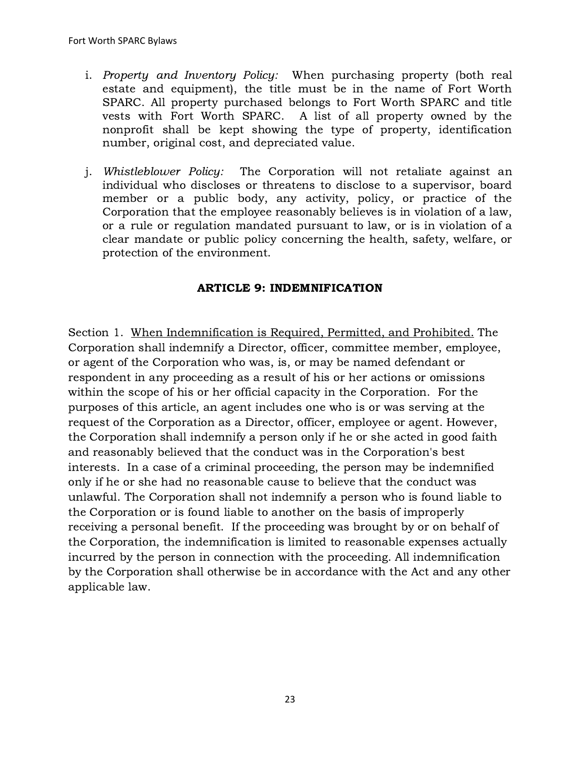i. *Property and Inventory Policy:* When purchasing property (both real estate and equipment), the title must be in the name of Fort Worth SPARC. All property purchased belongs to Fort Worth SPARC and title vests with Fort Worth SPARC. A list of all property owned by the nonprofit shall be kept showing the type of property, identification number, original cost, and depreciated value.

j. *Whistleblower Policy:* The Corporation will not retaliate against an individual who discloses or threatens to disclose to a supervisor, board member or a public body, any activity, policy, or practice of the Corporation that the employee reasonably believes is in violation of a law, or a rule or regulation mandated pursuant to law, or is in violation of a clear mandate or public policy concerning the health, safety, welfare, or protection of the environment.

## ARTICLE 9: INDEMNIFICATION

Section 1. <u>When Indemnification is Required, Permitted, and Prohibited.</u> The Corporation shall indemnify a Director, officer, committee member, employee, or agent of the Corporation who was, is, or may be named defendant or respondent in any proceeding as a result of his or her actions or omissions within the scope of his or her official capacity in the Corporation. For the purposes of this article, an agent includes one who is or was serving at the request of the Corporation as a Director, officer, employee or agent. However, the Corporation shall indemnify a person only if he or she acted in good faith and reasonably believed that the conduct was in the Corporation's best interests. In a case of a criminal proceeding, the person may be indemnified only if he or she had no reasonable cause to believe that the conduct was unlawful. The Corporation shall not indemnify a person who is found liable to the Corporation or is found liable to another on the basis of improperly receiving a personal benefit. If the proceeding was brought by or on behalf of the Corporation, the indemnification is limited to reasonable expenses actually incurred by the person in connection with the proceeding. All indemnification by the Corporation shall otherwise be in accordance with the Act and any other applicable law.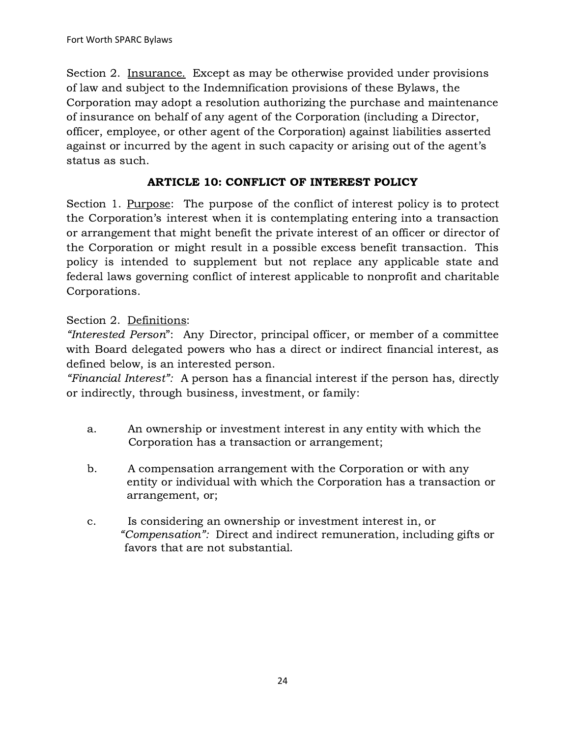Section 2. <u>Insurance.</u> Except as may be otherwise provided under provisions of law and subject to the Indemnification provisions of these Bylaws, the Corporation may adopt a resolution authorizing the purchase and maintenance of insurance on behalf of any agent of the Corporation (including a Director, officer, employee, or other agent of the Corporation) against liabilities asserted against or incurred by the agent in such capacity or arising out of the agent's status as such.

## ARTICLE 10: CONFLICT OF INTEREST POLICY

Section 1. <u>Purpose</u>: The purpose of the conflict of interest policy is to protect the Corporation's interest when it is contemplating entering into a transaction or arrangement that might benefit the private interest of an officer or director of the Corporation or might result in a possible excess benefit transaction. This policy is intended to supplement but not replace any applicable state and federal laws governing conflict of interest applicable to nonprofit and charitable Corporations.

Section 2. <u>Definitions</u>:
*"Interested Person"*: Any Director, principal officer, or member of a committee with Board delegated powers who has a direct or indirect financial interest, as defined below, is an interested person.
*"Financial Interest":* A person has a financial interest if the person has, directly or indirectly, through business, investment, or family:

a. An ownership or investment interest in any entity with which the Corporation has a transaction or arrangement;

b. A compensation arrangement with the Corporation or with any entity or individual with which the Corporation has a transaction or arrangement, or;

c. Is considering an ownership or investment interest in, or
*"Compensation":* Direct and indirect remuneration, including gifts or favors that are not substantial.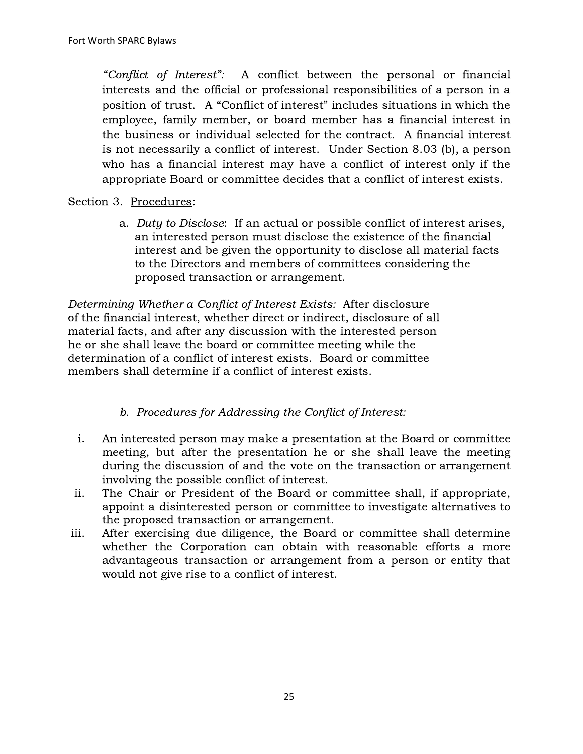*"Conflict of Interest":* A conflict between the personal or financial interests and the official or professional responsibilities of a person in a position of trust. A "Conflict of interest" includes situations in which the employee, family member, or board member has a financial interest in the business or individual selected for the contract. A financial interest is not necessarily a conflict of interest. Under Section 8.03 (b), a person who has a financial interest may have a conflict of interest only if the appropriate Board or committee decides that a conflict of interest exists.

Section 3. Procedures:

a. *Duty to Disclose*: If an actual or possible conflict of interest arises, an interested person must disclose the existence of the financial interest and be given the opportunity to disclose all material facts to the Directors and members of committees considering the proposed transaction or arrangement.

*Determining Whether a Conflict of Interest Exists:* After disclosure of the financial interest, whether direct or indirect, disclosure of all material facts, and after any discussion with the interested person he or she shall leave the board or committee meeting while the determination of a conflict of interest exists. Board or committee members shall determine if a conflict of interest exists.

b. *Procedures for Addressing the Conflict of Interest:*

i. An interested person may make a presentation at the Board or committee meeting, but after the presentation he or she shall leave the meeting during the discussion of and the vote on the transaction or arrangement involving the possible conflict of interest.

ii. The Chair or President of the Board or committee shall, if appropriate, appoint a disinterested person or committee to investigate alternatives to the proposed transaction or arrangement.

iii. After exercising due diligence, the Board or committee shall determine whether the Corporation can obtain with reasonable efforts a more advantageous transaction or arrangement from a person or entity that would not give rise to a conflict of interest.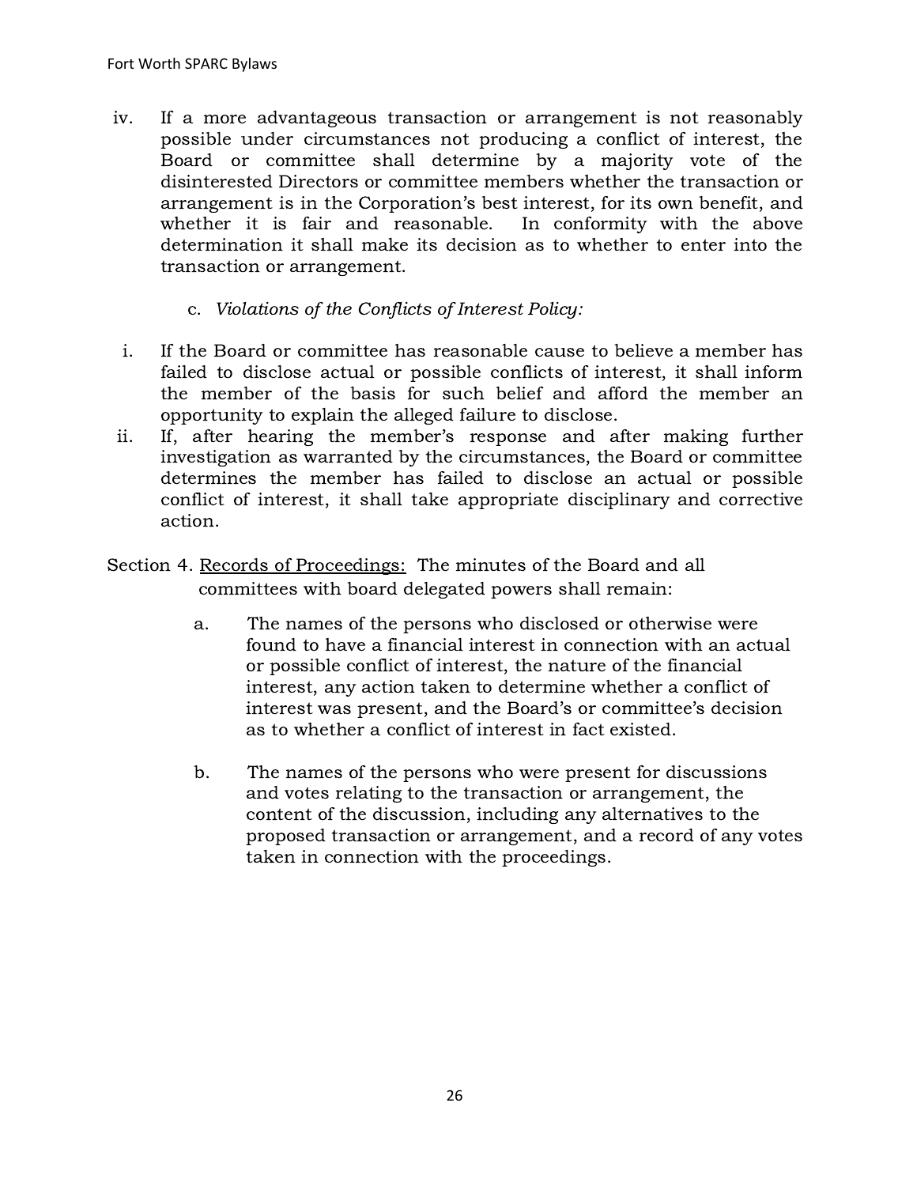iv. If a more advantageous transaction or arrangement is not reasonably possible under circumstances not producing a conflict of interest, the Board or committee shall determine by a majority vote of the disinterested Directors or committee members whether the transaction or arrangement is in the Corporation's best interest, for its own benefit, and whether it is fair and reasonable. In conformity with the above determination it shall make its decision as to whether to enter into the transaction or arrangement.

c. *Violations of the Conflicts of Interest Policy:*

i. If the Board or committee has reasonable cause to believe a member has failed to disclose actual or possible conflicts of interest, it shall inform the member of the basis for such belief and afford the member an opportunity to explain the alleged failure to disclose.

ii. If, after hearing the member's response and after making further investigation as warranted by the circumstances, the Board or committee determines the member has failed to disclose an actual or possible conflict of interest, it shall take appropriate disciplinary and corrective action.

Section 4. <u>Records of Proceedings:</u> The minutes of the Board and all committees with board delegated powers shall remain:

a. The names of the persons who disclosed or otherwise were found to have a financial interest in connection with an actual or possible conflict of interest, the nature of the financial interest, any action taken to determine whether a conflict of interest was present, and the Board's or committee's decision as to whether a conflict of interest in fact existed.

b. The names of the persons who were present for discussions and votes relating to the transaction or arrangement, the content of the discussion, including any alternatives to the proposed transaction or arrangement, and a record of any votes taken in connection with the proceedings.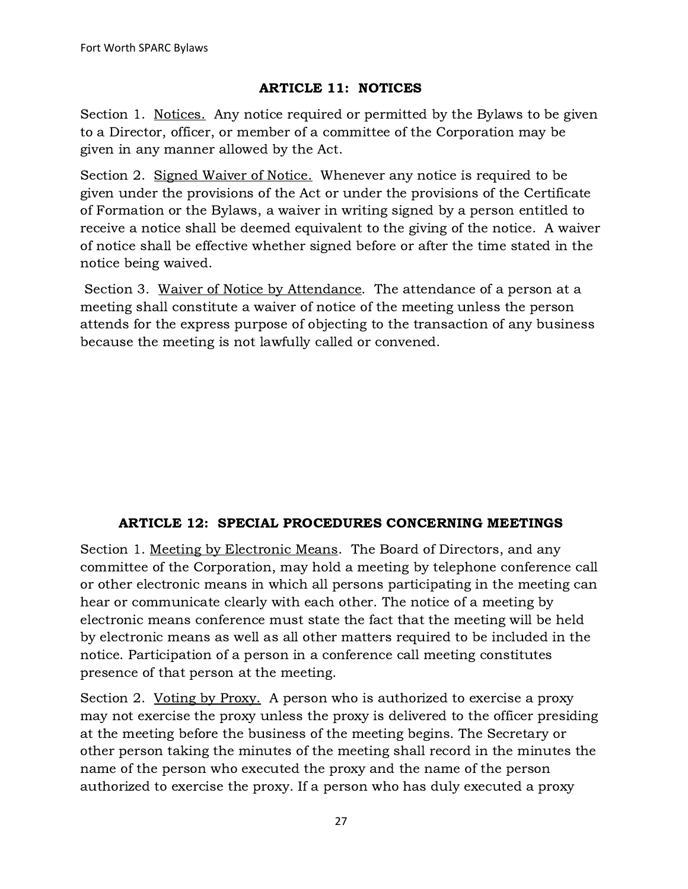## ARTICLE 11: NOTICES

Section 1. <u>Notices.</u> Any notice required or permitted by the Bylaws to be given to a Director, officer, or member of a committee of the Corporation may be given in any manner allowed by the Act.

Section 2. <u>Signed Waiver of Notice.</u> Whenever any notice is required to be given under the provisions of the Act or under the provisions of the Certificate of Formation or the Bylaws, a waiver in writing signed by a person entitled to receive a notice shall be deemed equivalent to the giving of the notice. A waiver of notice shall be effective whether signed before or after the time stated in the notice being waived.

Section 3. <u>Waiver of Notice by Attendance</u>. The attendance of a person at a meeting shall constitute a waiver of notice of the meeting unless the person attends for the express purpose of objecting to the transaction of any business because the meeting is not lawfully called or convened.

## ARTICLE 12: SPECIAL PROCEDURES CONCERNING MEETINGS

Section 1. <u>Meeting by Electronic Means</u>. The Board of Directors, and any committee of the Corporation, may hold a meeting by telephone conference call or other electronic means in which all persons participating in the meeting can hear or communicate clearly with each other. The notice of a meeting by electronic means conference must state the fact that the meeting will be held by electronic means as well as all other matters required to be included in the notice. Participation of a person in a conference call meeting constitutes presence of that person at the meeting.

Section 2. <u>Voting by Proxy.</u> A person who is authorized to exercise a proxy may not exercise the proxy unless the proxy is delivered to the officer presiding at the meeting before the business of the meeting begins. The Secretary or other person taking the minutes of the meeting shall record in the minutes the name of the person who executed the proxy and the name of the person authorized to exercise the proxy. If a person who has duly executed a proxy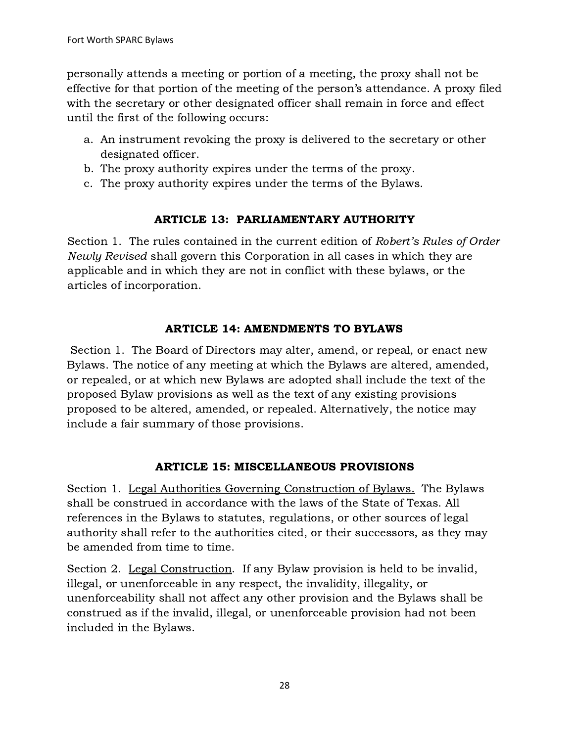personally attends a meeting or portion of a meeting, the proxy shall not be effective for that portion of the meeting of the person's attendance. A proxy filed with the secretary or other designated officer shall remain in force and effect until the first of the following occurs:

a. An instrument revoking the proxy is delivered to the secretary or other designated officer.
b. The proxy authority expires under the terms of the proxy.
c. The proxy authority expires under the terms of the Bylaws.

## ARTICLE 13: PARLIAMENTARY AUTHORITY

Section 1. The rules contained in the current edition of *Robert's Rules of Order Newly Revised* shall govern this Corporation in all cases in which they are applicable and in which they are not in conflict with these bylaws, or the articles of incorporation.

## ARTICLE 14: AMENDMENTS TO BYLAWS

Section 1. The Board of Directors may alter, amend, or repeal, or enact new Bylaws. The notice of any meeting at which the Bylaws are altered, amended, or repealed, or at which new Bylaws are adopted shall include the text of the proposed Bylaw provisions as well as the text of any existing provisions proposed to be altered, amended, or repealed. Alternatively, the notice may include a fair summary of those provisions.

## ARTICLE 15: MISCELLANEOUS PROVISIONS

Section 1. Legal Authorities Governing Construction of Bylaws. The Bylaws shall be construed in accordance with the laws of the State of Texas. All references in the Bylaws to statutes, regulations, or other sources of legal authority shall refer to the authorities cited, or their successors, as they may be amended from time to time.

Section 2. Legal Construction. If any Bylaw provision is held to be invalid, illegal, or unenforceable in any respect, the invalidity, illegality, or unenforceability shall not affect any other provision and the Bylaws shall be construed as if the invalid, illegal, or unenforceable provision had not been included in the Bylaws.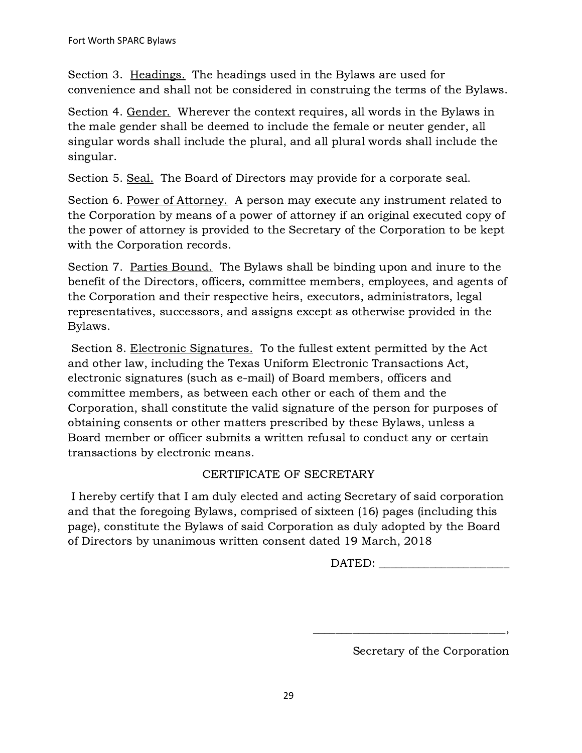Section 3. <u>Headings.</u> The headings used in the Bylaws are used for convenience and shall not be considered in construing the terms of the Bylaws.

Section 4. <u>Gender.</u> Wherever the context requires, all words in the Bylaws in the male gender shall be deemed to include the female or neuter gender, all singular words shall include the plural, and all plural words shall include the singular.

Section 5. <u>Seal.</u> The Board of Directors may provide for a corporate seal.

Section 6. <u>Power of Attorney.</u> A person may execute any instrument related to the Corporation by means of a power of attorney if an original executed copy of the power of attorney is provided to the Secretary of the Corporation to be kept with the Corporation records.

Section 7. <u>Parties Bound.</u> The Bylaws shall be binding upon and inure to the benefit of the Directors, officers, committee members, employees, and agents of the Corporation and their respective heirs, executors, administrators, legal representatives, successors, and assigns except as otherwise provided in the Bylaws.

Section 8. <u>Electronic Signatures.</u> To the fullest extent permitted by the Act and other law, including the Texas Uniform Electronic Transactions Act, electronic signatures (such as e-mail) of Board members, officers and committee members, as between each other or each of them and the Corporation, shall constitute the valid signature of the person for purposes of obtaining consents or other matters prescribed by these Bylaws, unless a Board member or officer submits a written refusal to conduct any or certain transactions by electronic means.

## CERTIFICATE OF SECRETARY

I hereby certify that I am duly elected and acting Secretary of said corporation and that the foregoing Bylaws, comprised of sixteen (16) pages (including this page), constitute the Bylaws of said Corporation as duly adopted by the Board of Directors by unanimous written consent dated 19 March, 2018

DATED: ______________________

_________________________________,

Secretary of the Corporation